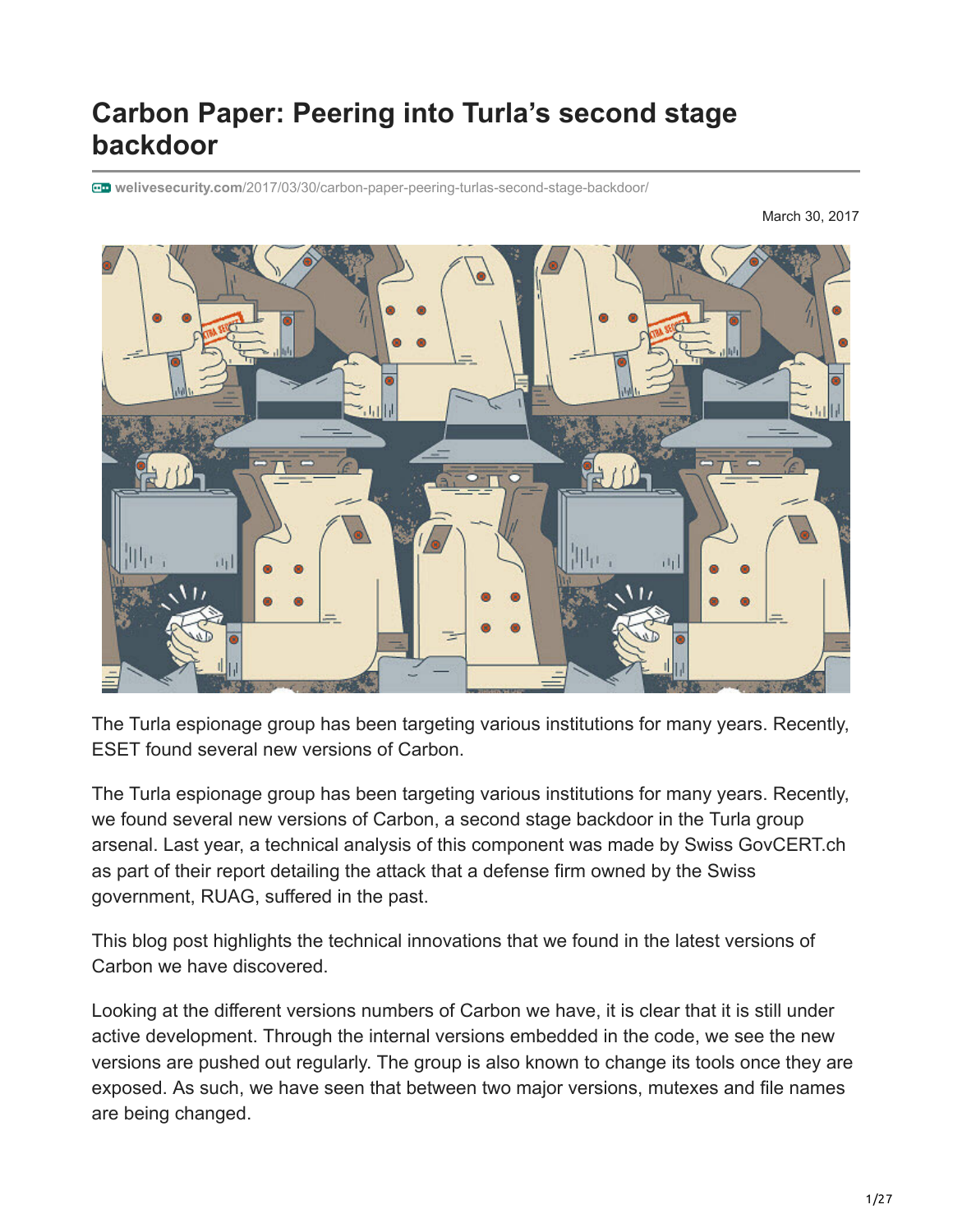# Carbon Paper: Peering into Turla's second stage backdoor

welivesecurity.com/2017/03/30/carbon-paper-peering-turlas-second-stage-backdoor/

March 30, 2017

The Turla espionage group has been targeting various institutions for many years. Recently, ESET found several new versions of Carbon.

The Turla espionage group has been targeting various institutions for many years. Recently, we found several new versions of Carbon, a second stage backdoor in the Turla group arsenal. Last year, a technical analysis of this component was made by Swiss GovCERT.ch as part of their report detailing the attack that a defense firm owned by the Swiss government, RUAG, suffered in the past.

This blog post highlights the technical innovations that we found in the latest versions of Carbon we have discovered.

Looking at the different versions numbers of Carbon we have, it is clear that it is still under active development. Through the internal versions embedded in the code, we see the new versions are pushed out regularly. The group is also known to change its tools once they are exposed. As such, we have seen that between two major versions, mutexes and file names are being changed.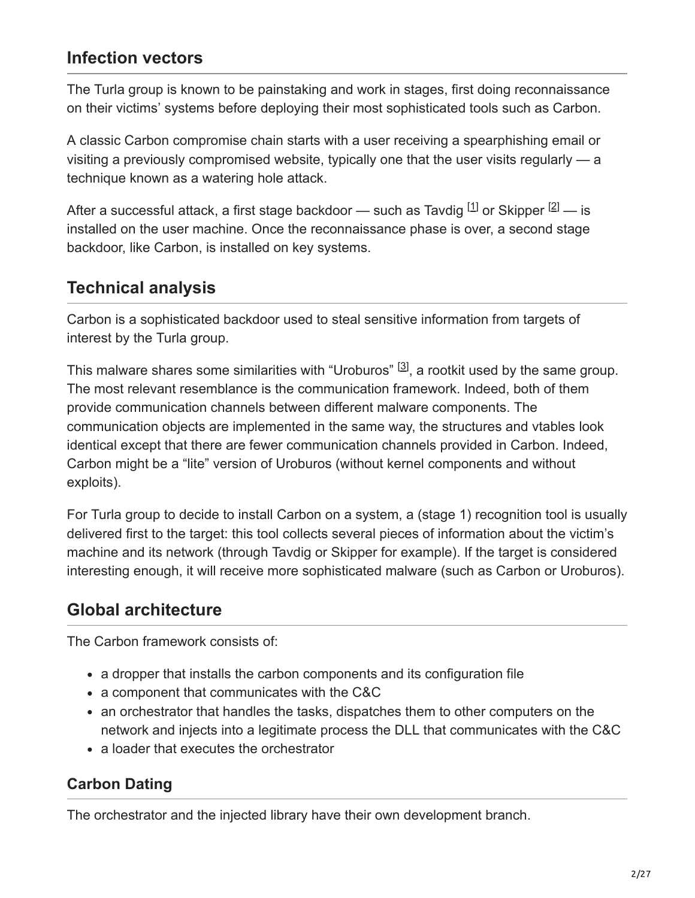## Infection vectors

The Turla group is known to be painstaking and work in stages, first doing reconnaissance on their victims' systems before deploying their most sophisticated tools such as Carbon.

A classic Carbon compromise chain starts with a user receiving a spearphishing email or visiting a previously compromised website, typically one that the user visits regularly — a technique known as a watering hole attack.

After a successful attack, a first stage backdoor — such as Tavdig [1] or Skipper [2] — is installed on the user machine. Once the reconnaissance phase is over, a second stage backdoor, like Carbon, is installed on key systems.

## Technical analysis

Carbon is a sophisticated backdoor used to steal sensitive information from targets of interest by the Turla group.

This malware shares some similarities with "Uroburos" [3], a rootkit used by the same group. The most relevant resemblance is the communication framework. Indeed, both of them provide communication channels between different malware components. The communication objects are implemented in the same way, the structures and vtables look identical except that there are fewer communication channels provided in Carbon. Indeed, Carbon might be a "lite" version of Uroburos (without kernel components and without exploits).

For Turla group to decide to install Carbon on a system, a (stage 1) recognition tool is usually delivered first to the target: this tool collects several pieces of information about the victim's machine and its network (through Tavdig or Skipper for example). If the target is considered interesting enough, it will receive more sophisticated malware (such as Carbon or Uroburos).

## Global architecture

The Carbon framework consists of:

- a dropper that installs the carbon components and its configuration file
- a component that communicates with the C&C
- an orchestrator that handles the tasks, dispatches them to other computers on the network and injects into a legitimate process the DLL that communicates with the C&C
- a loader that executes the orchestrator

### Carbon Dating

The orchestrator and the injected library have their own development branch.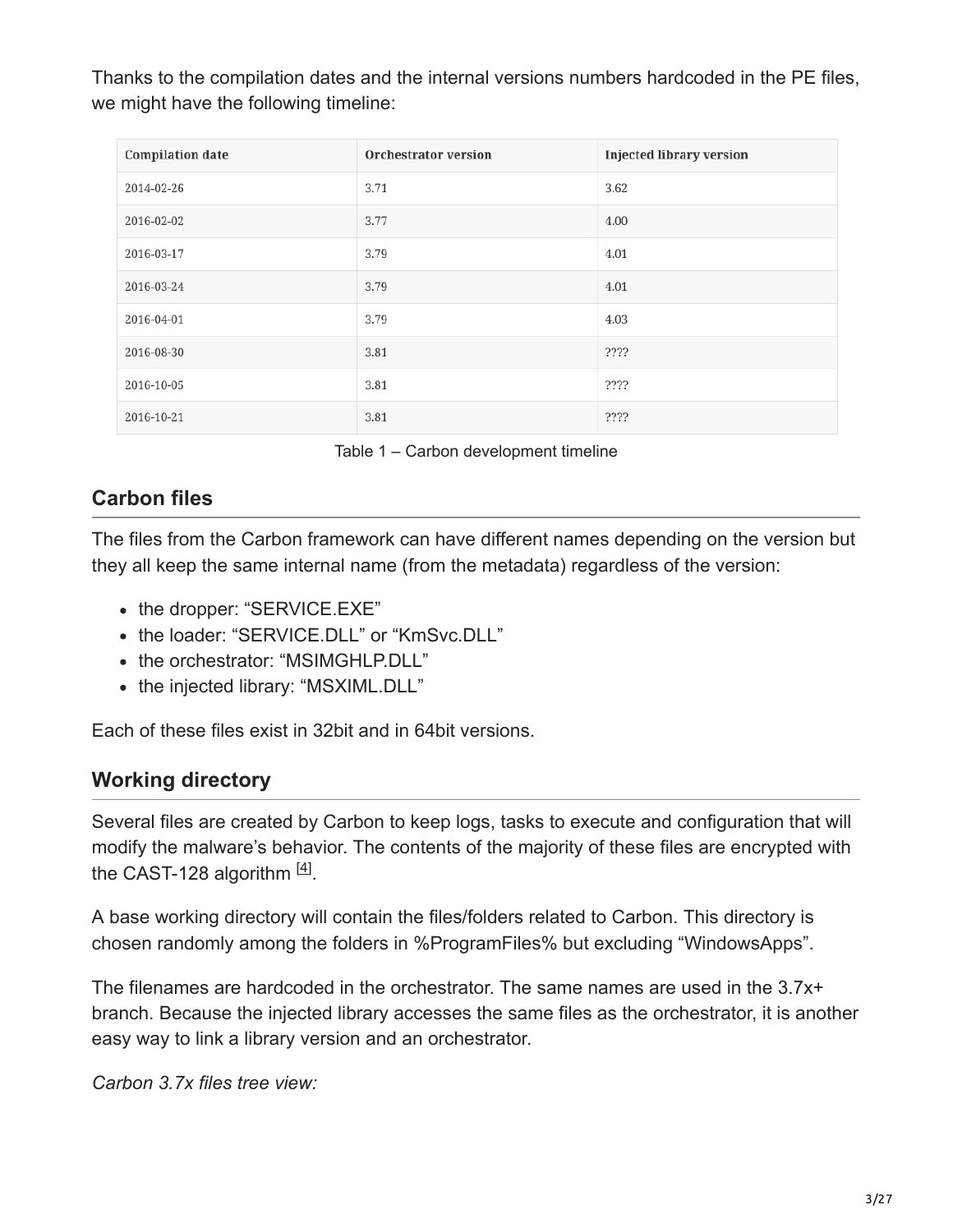Thanks to the compilation dates and the internal versions numbers hardcoded in the PE files, we might have the following timeline:

| Compilation date | Orchestrator version | Injected library version |
| --- | --- | --- |
| 2014-02-26 | 3.71 | 3.62 |
| 2016-02-02 | 3.77 | 4.00 |
| 2016-03-17 | 3.79 | 4.01 |
| 2016-03-24 | 3.79 | 4.01 |
| 2016-04-01 | 3.79 | 4.03 |
| 2016-08-30 | 3.81 | ???? |
| 2016-10-05 | 3.81 | ???? |
| 2016-10-21 | 3.81 | ???? |

Table 1 – Carbon development timeline

## Carbon files

The files from the Carbon framework can have different names depending on the version but they all keep the same internal name (from the metadata) regardless of the version:

- the dropper: "SERVICE.EXE"
- the loader: "SERVICE.DLL" or "KmSvc.DLL"
- the orchestrator: "MSIMGHLP.DLL"
- the injected library: "MSXIML.DLL"

Each of these files exist in 32bit and in 64bit versions.

## Working directory

Several files are created by Carbon to keep logs, tasks to execute and configuration that will modify the malware's behavior. The contents of the majority of these files are encrypted with the CAST-128 algorithm [4].

A base working directory will contain the files/folders related to Carbon. This directory is chosen randomly among the folders in %ProgramFiles% but excluding "WindowsApps".

The filenames are hardcoded in the orchestrator. The same names are used in the 3.7x+ branch. Because the injected library accesses the same files as the orchestrator, it is another easy way to link a library version and an orchestrator.

*Carbon 3.7x files tree view:*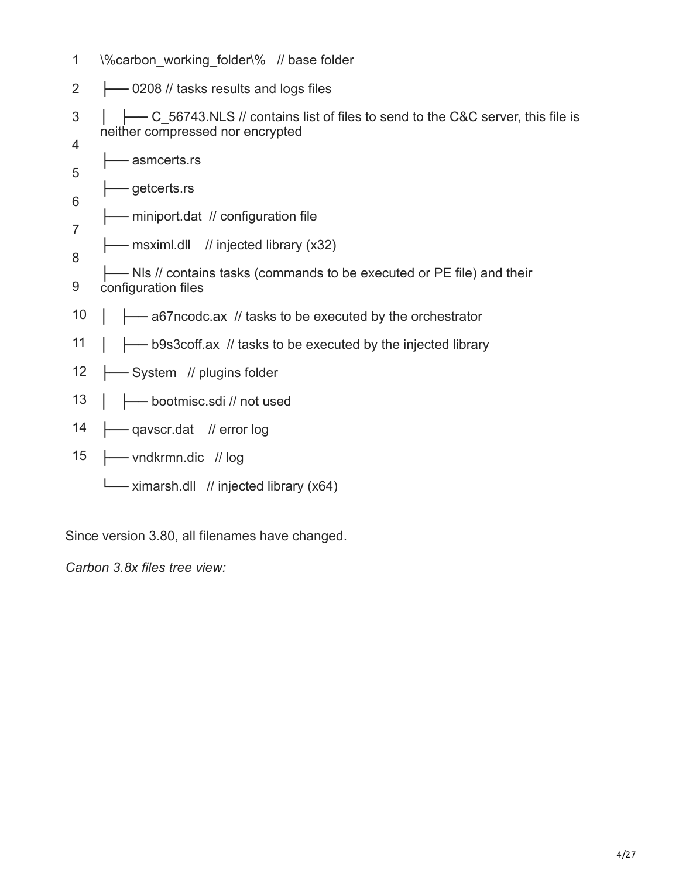```
1   \%carbon_working_folder\%   // base folder
2   ├── 0208 // tasks results and logs files
3   │   ├── C_56743.NLS // contains list of files to send to the C&C server, this file is neither compressed nor encrypted
4   ├── asmcerts.rs
5   ├── getcerts.rs
6   ├── miniport.dat  // configuration file
7   ├── msximl.dll    // injected library (x32)
8   ├── Nls // contains tasks (commands to be executed or PE file) and their configuration files
9   │   ├── a67ncodc.ax  // tasks to be executed by the orchestrator
10  │   ├── b9s3coff.ax  // tasks to be executed by the injected library
11  ├── System   // plugins folder
12  │   ├── bootmisc.sdi // not used
13  ├── qavscr.dat    // error log
14  ├── vndkrmn.dic   // log
15  └── ximarsh.dll   // injected library (x64)
```

Since version 3.80, all filenames have changed.

*Carbon 3.8x files tree view:*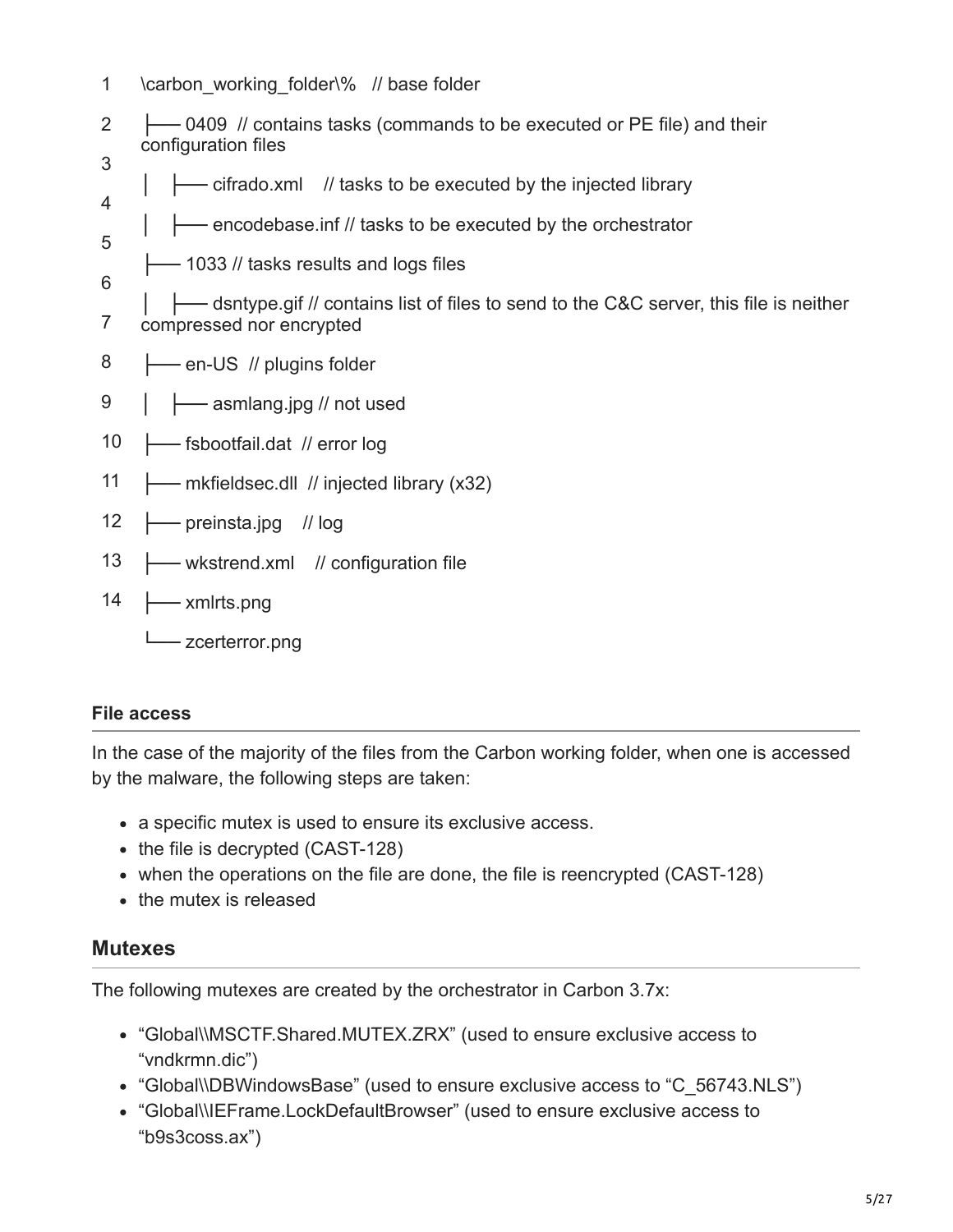```
1   \carbon_working_folder\%   // base folder
2   ├── 0409  // contains tasks (commands to be executed or PE file) and their configuration files
3   │   ├── cifrado.xml    // tasks to be executed by the injected library
4   │   ├── encodebase.inf // tasks to be executed by the orchestrator
5   ├── 1033 // tasks results and logs files
6   │   ├── dsntype.gif // contains list of files to send to the C&C server, this file is neither compressed nor encrypted
7   ├── en-US  // plugins folder
8   │   ├── asmlang.jpg // not used
9   ├── fsbootfail.dat  // error log
10  ├── mkfieldsec.dll  // injected library (x32)
11  ├── preinsta.jpg    // log
12  ├── wkstrend.xml    // configuration file
13  ├── xmlrts.png
14  └── zcerterror.png
```

### File access

In the case of the majority of the files from the Carbon working folder, when one is accessed by the malware, the following steps are taken:

- a specific mutex is used to ensure its exclusive access.
- the file is decrypted (CAST-128)
- when the operations on the file are done, the file is reencrypted (CAST-128)
- the mutex is released

## Mutexes

The following mutexes are created by the orchestrator in Carbon 3.7x:

- "Global\\MSCTF.Shared.MUTEX.ZRX" (used to ensure exclusive access to "vndkrmn.dic")
- "Global\\DBWindowsBase" (used to ensure exclusive access to "C_56743.NLS")
- "Global\\IEFrame.LockDefaultBrowser" (used to ensure exclusive access to "b9s3coss.ax")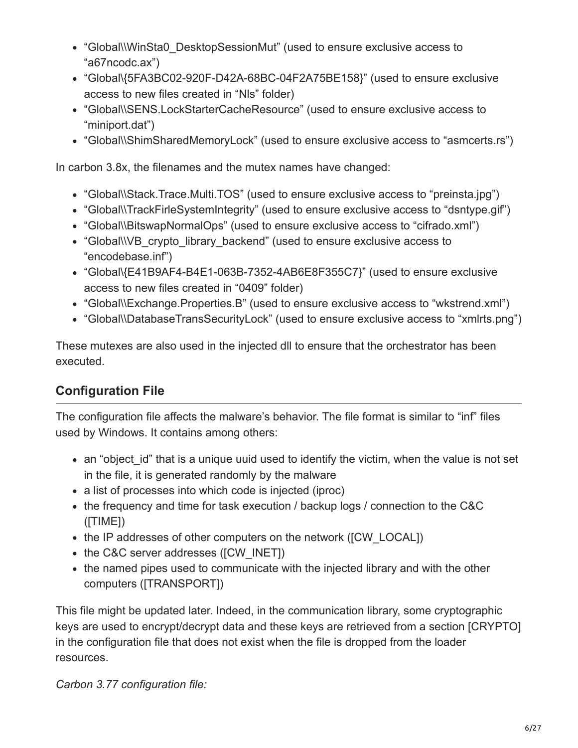- “Global\\WinSta0_DesktopSessionMut” (used to ensure exclusive access to “a67ncodc.ax”)
- “Global\{5FA3BC02-920F-D42A-68BC-04F2A75BE158}” (used to ensure exclusive access to new files created in “Nls” folder)
- “Global\\SENS.LockStarterCacheResource” (used to ensure exclusive access to “miniport.dat”)
- “Global\\ShimSharedMemoryLock” (used to ensure exclusive access to “asmcerts.rs”)

In carbon 3.8x, the filenames and the mutex names have changed:

- “Global\\Stack.Trace.Multi.TOS” (used to ensure exclusive access to “preinsta.jpg”)
- “Global\\TrackFirleSystemIntegrity” (used to ensure exclusive access to “dsntype.gif”)
- “Global\\BitswapNormalOps” (used to ensure exclusive access to “cifrado.xml”)
- “Global\\VB_crypto_library_backend” (used to ensure exclusive access to “encodebase.inf”)
- “Global\{E41B9AF4-B4E1-063B-7352-4AB6E8F355C7}” (used to ensure exclusive access to new files created in “0409” folder)
- “Global\\Exchange.Properties.B” (used to ensure exclusive access to “wkstrend.xml”)
- “Global\\DatabaseTransSecurityLock” (used to ensure exclusive access to “xmlrts.png”)

These mutexes are also used in the injected dll to ensure that the orchestrator has been executed.

## Configuration File

The configuration file affects the malware’s behavior. The file format is similar to “inf” files used by Windows. It contains among others:

- an “object_id” that is a unique uuid used to identify the victim, when the value is not set in the file, it is generated randomly by the malware
- a list of processes into which code is injected (iproc)
- the frequency and time for task execution / backup logs / connection to the C&C ([TIME])
- the IP addresses of other computers on the network ([CW_LOCAL])
- the C&C server addresses ([CW_INET])
- the named pipes used to communicate with the injected library and with the other computers ([TRANSPORT])

This file might be updated later. Indeed, in the communication library, some cryptographic keys are used to encrypt/decrypt data and these keys are retrieved from a section [CRYPTO] in the configuration file that does not exist when the file is dropped from the loader resources.

*Carbon 3.77 configuration file:*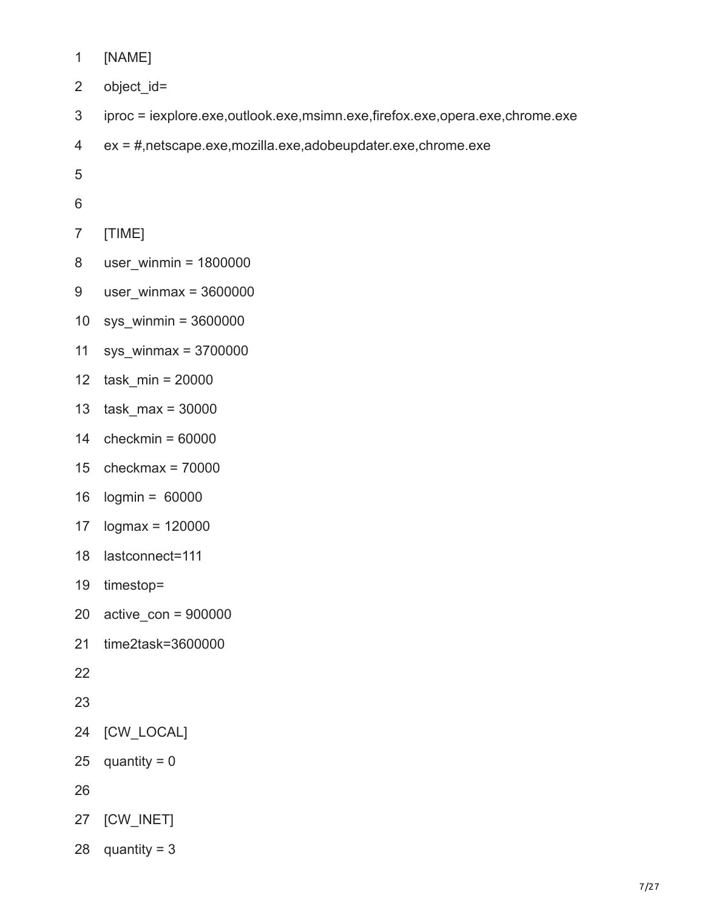```
[NAME]
object_id=
iproc = iexplore.exe,outlook.exe,msimn.exe,firefox.exe,opera.exe,chrome.exe
ex = #,netscape.exe,mozilla.exe,adobeupdater.exe,chrome.exe


[TIME]
user_winmin = 1800000
user_winmax = 3600000
sys_winmin = 3600000
sys_winmax = 3700000
task_min = 20000
task_max = 30000
checkmin = 60000
checkmax = 70000
logmin =  60000
logmax = 120000
lastconnect=111
timestop=
active_con = 900000
time2task=3600000


[CW_LOCAL]
quantity = 0

[CW_INET]
quantity = 3
```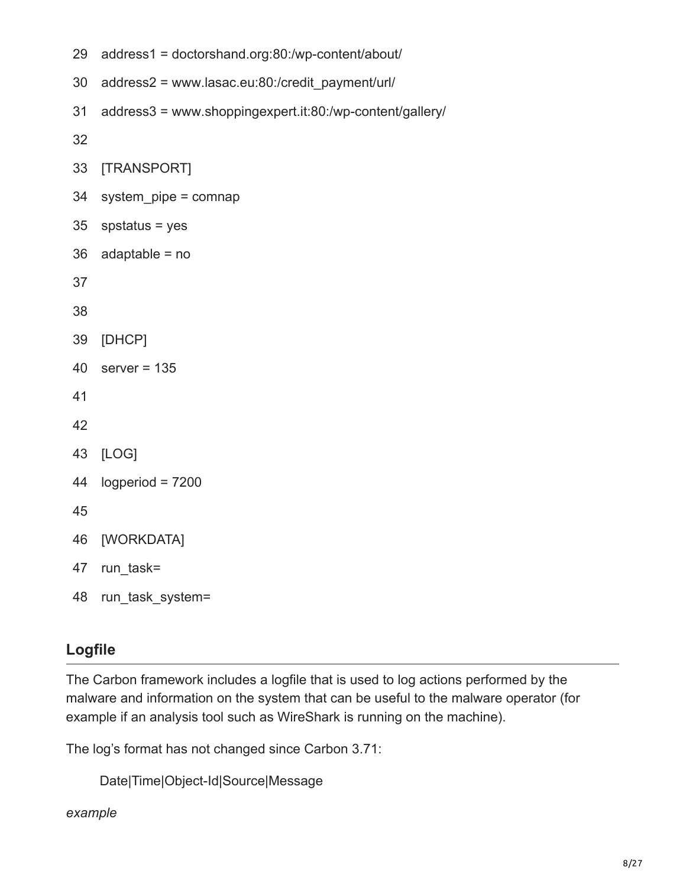```
29 address1 = doctorshand.org:80:/wp-content/about/
30 address2 = www.lasac.eu:80:/credit_payment/url/
31 address3 = www.shoppingexpert.it:80:/wp-content/gallery/
32
33 [TRANSPORT]
34 system_pipe = comnap
35 spstatus = yes
36 adaptable = no
37
38
39 [DHCP]
40 server = 135
41
42
43 [LOG]
44 logperiod = 7200
45
46 [WORKDATA]
47 run_task=
48 run_task_system=
```

## Logfile

The Carbon framework includes a logfile that is used to log actions performed by the malware and information on the system that can be useful to the malware operator (for example if an analysis tool such as WireShark is running on the machine).

The log's format has not changed since Carbon 3.71:

```
Date|Time|Object-Id|Source|Message
```

*example*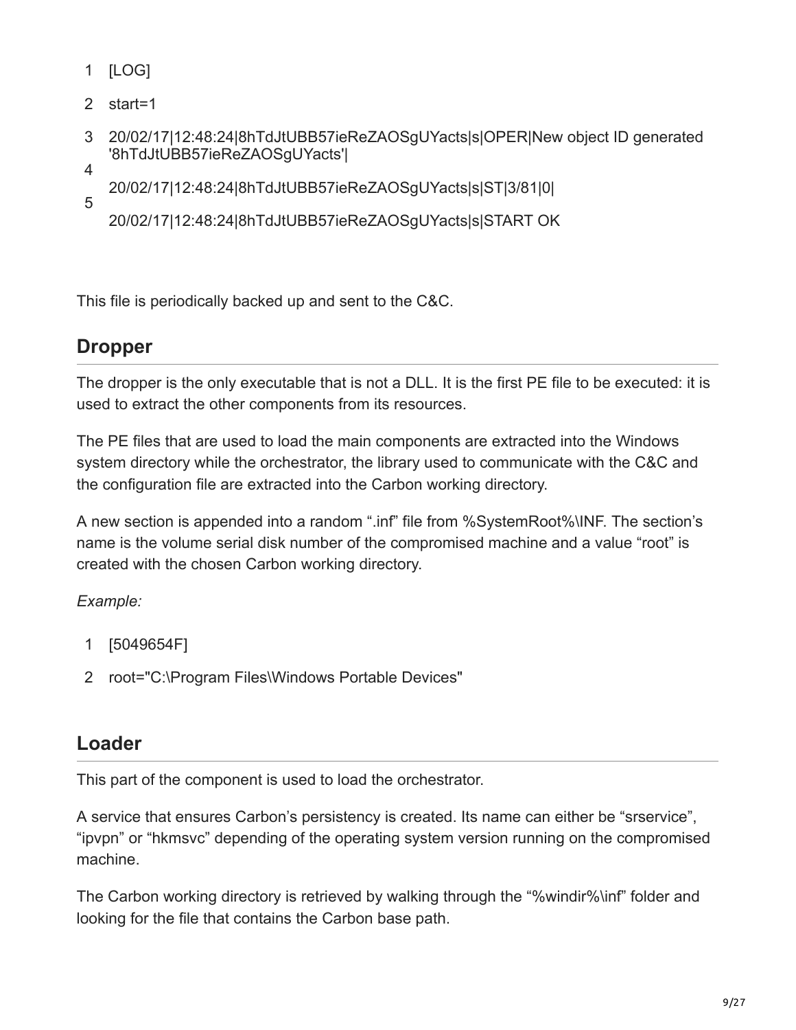```
[LOG]
start=1
20/02/17|12:48:24|8hTdJtUBB57ieReZAOSgUYacts|s|OPER|New object ID generated '8hTdJtUBB57ieReZAOSgUYacts'|
20/02/17|12:48:24|8hTdJtUBB57ieReZAOSgUYacts|s|ST|3/81|0|
20/02/17|12:48:24|8hTdJtUBB57ieReZAOSgUYacts|s|START OK
```

This file is periodically backed up and sent to the C&C.

## Dropper

The dropper is the only executable that is not a DLL. It is the first PE file to be executed: it is used to extract the other components from its resources.

The PE files that are used to load the main components are extracted into the Windows system directory while the orchestrator, the library used to communicate with the C&C and the configuration file are extracted into the Carbon working directory.

A new section is appended into a random ".inf" file from %SystemRoot%\INF. The section's name is the volume serial disk number of the compromised machine and a value "root" is created with the chosen Carbon working directory.

*Example:*

```
[5049654F]
root="C:\Program Files\Windows Portable Devices"
```

## Loader

This part of the component is used to load the orchestrator.

A service that ensures Carbon's persistency is created. Its name can either be "srservice", "ipvpn" or "hkmsvc" depending of the operating system version running on the compromised machine.

The Carbon working directory is retrieved by walking through the "%windir%\inf" folder and looking for the file that contains the Carbon base path.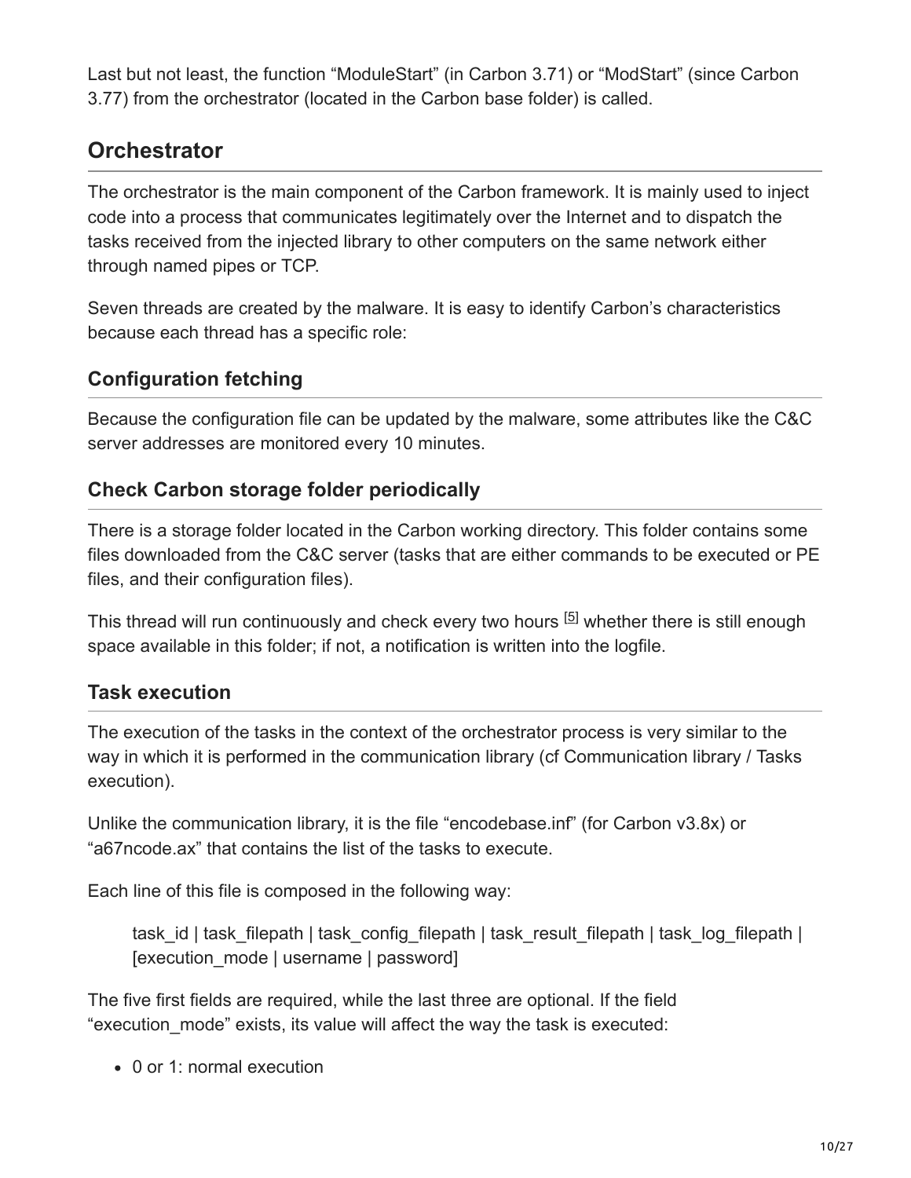Last but not least, the function “ModuleStart” (in Carbon 3.71) or “ModStart” (since Carbon 3.77) from the orchestrator (located in the Carbon base folder) is called.

## Orchestrator

The orchestrator is the main component of the Carbon framework. It is mainly used to inject code into a process that communicates legitimately over the Internet and to dispatch the tasks received from the injected library to other computers on the same network either through named pipes or TCP.

Seven threads are created by the malware. It is easy to identify Carbon’s characteristics because each thread has a specific role:

### Configuration fetching

Because the configuration file can be updated by the malware, some attributes like the C&C server addresses are monitored every 10 minutes.

### Check Carbon storage folder periodically

There is a storage folder located in the Carbon working directory. This folder contains some files downloaded from the C&C server (tasks that are either commands to be executed or PE files, and their configuration files).

This thread will run continuously and check every two hours [5] whether there is still enough space available in this folder; if not, a notification is written into the logfile.

### Task execution

The execution of the tasks in the context of the orchestrator process is very similar to the way in which it is performed in the communication library (cf Communication library / Tasks execution).

Unlike the communication library, it is the file “encodebase.inf” (for Carbon v3.8x) or “a67ncode.ax” that contains the list of the tasks to execute.

Each line of this file is composed in the following way:

> task_id | task_filepath | task_config_filepath | task_result_filepath | task_log_filepath | [execution_mode | username | password]

The five first fields are required, while the last three are optional. If the field “execution_mode” exists, its value will affect the way the task is executed:

- 0 or 1: normal execution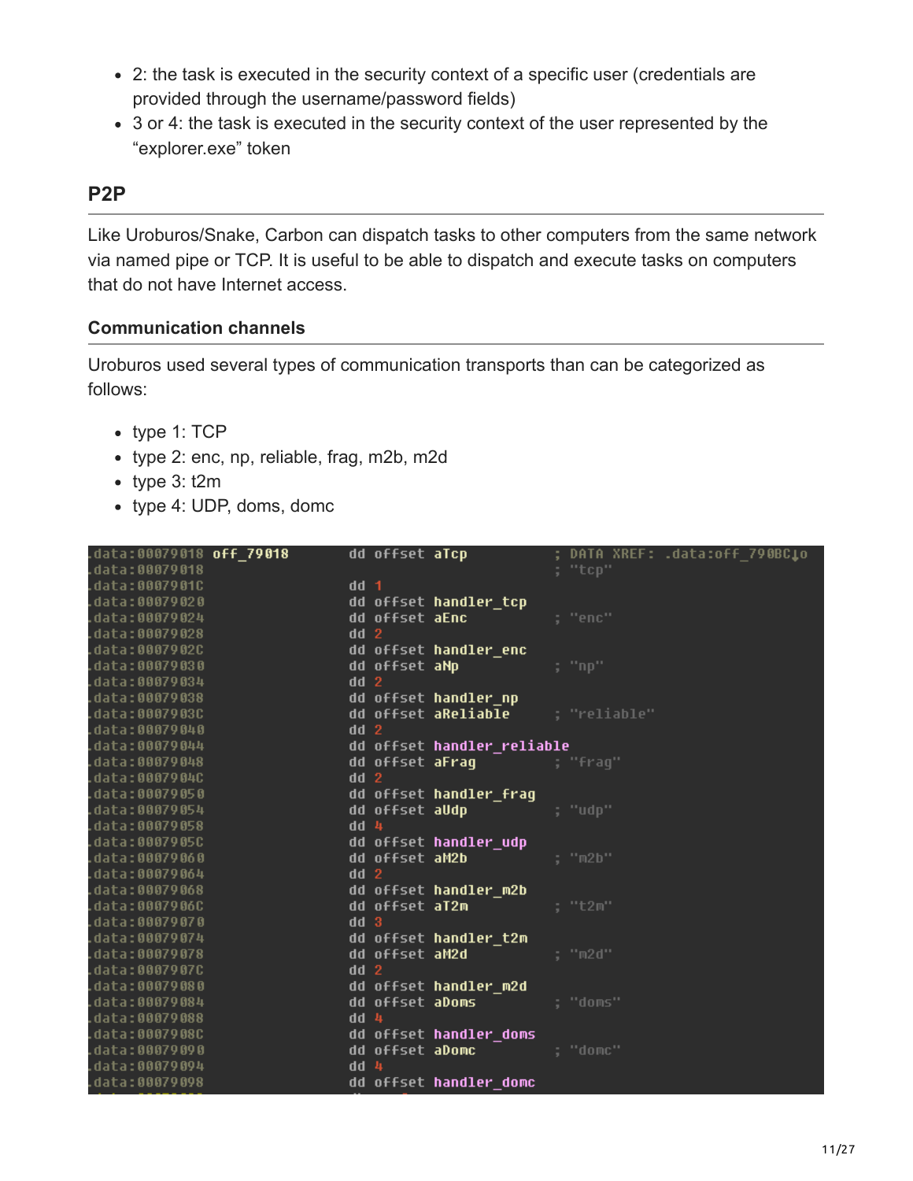- 2: the task is executed in the security context of a specific user (credentials are provided through the username/password fields)
- 3 or 4: the task is executed in the security context of the user represented by the "explorer.exe" token

## P2P

Like Uroburos/Snake, Carbon can dispatch tasks to other computers from the same network via named pipe or TCP. It is useful to be able to dispatch and execute tasks on computers that do not have Internet access.

### Communication channels

Uroburos used several types of communication transports than can be categorized as follows:

- type 1: TCP
- type 2: enc, np, reliable, frag, m2b, m2d
- type 3: t2m
- type 4: UDP, doms, domc

```
.data:00079018 off_79018       dd offset aTcp          ; DATA XREF: .data:off_790BC↓o
.data:00079018                                         ; "tcp"
.data:0007901C                 dd 1
.data:00079020                 dd offset handler_tcp
.data:00079024                 dd offset aEnc          ; "enc"
.data:00079028                 dd 2
.data:0007902C                 dd offset handler_enc
.data:00079030                 dd offset aNp           ; "np"
.data:00079034                 dd 2
.data:00079038                 dd offset handler_np
.data:0007903C                 dd offset aReliable     ; "reliable"
.data:00079040                 dd 2
.data:00079044                 dd offset handler_reliable
.data:00079048                 dd offset aFrag         ; "frag"
.data:0007904C                 dd 2
.data:00079050                 dd offset handler_frag
.data:00079054                 dd offset aUdp          ; "udp"
.data:00079058                 dd 4
.data:0007905C                 dd offset handler_udp
.data:00079060                 dd offset aM2b          ; "m2b"
.data:00079064                 dd 2
.data:00079068                 dd offset handler_m2b
.data:0007906C                 dd offset aT2m          ; "t2m"
.data:00079070                 dd 3
.data:00079074                 dd offset handler_t2m
.data:00079078                 dd offset aM2d          ; "m2d"
.data:0007907C                 dd 2
.data:00079080                 dd offset handler_m2d
.data:00079084                 dd offset aDoms         ; "doms"
.data:00079088                 dd 4
.data:0007908C                 dd offset handler_doms
.data:00079090                 dd offset aDomc         ; "domc"
.data:00079094                 dd 4
.data:00079098                 dd offset handler_domc
```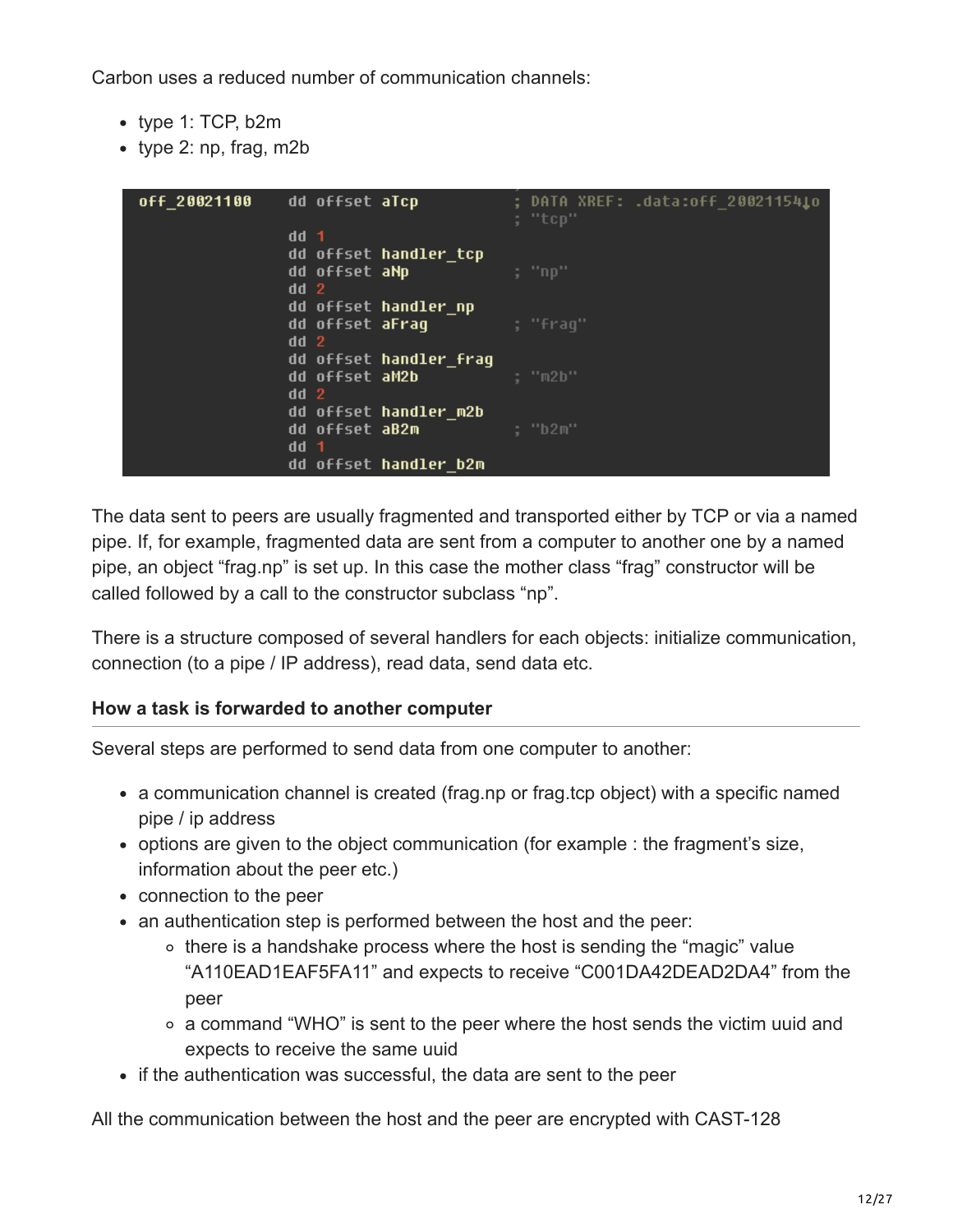Carbon uses a reduced number of communication channels:

- type 1: TCP, b2m
- type 2: np, frag, m2b

```
off_20021100    dd offset aTcp          ; DATA XREF: .data:off_20021154↓o
                                        ; "tcp"
                dd 1
                dd offset handler_tcp
                dd offset aNp           ; "np"
                dd 2
                dd offset handler_np
                dd offset aFrag         ; "frag"
                dd 2
                dd offset handler_frag
                dd offset aM2b          ; "m2b"
                dd 2
                dd offset handler_m2b
                dd offset aB2m          ; "b2m"
                dd 1
                dd offset handler_b2m
```

The data sent to peers are usually fragmented and transported either by TCP or via a named pipe. If, for example, fragmented data are sent from a computer to another one by a named pipe, an object "frag.np" is set up. In this case the mother class "frag" constructor will be called followed by a call to the constructor subclass "np".

There is a structure composed of several handlers for each objects: initialize communication, connection (to a pipe / IP address), read data, send data etc.

### How a task is forwarded to another computer

Several steps are performed to send data from one computer to another:

- a communication channel is created (frag.np or frag.tcp object) with a specific named pipe / ip address
- options are given to the object communication (for example : the fragment's size, information about the peer etc.)
- connection to the peer
- an authentication step is performed between the host and the peer:
  - there is a handshake process where the host is sending the "magic" value "A110EAD1EAF5FA11" and expects to receive "C001DA42DEAD2DA4" from the peer
  - a command "WHO" is sent to the peer where the host sends the victim uuid and expects to receive the same uuid
- if the authentication was successful, the data are sent to the peer

All the communication between the host and the peer are encrypted with CAST-128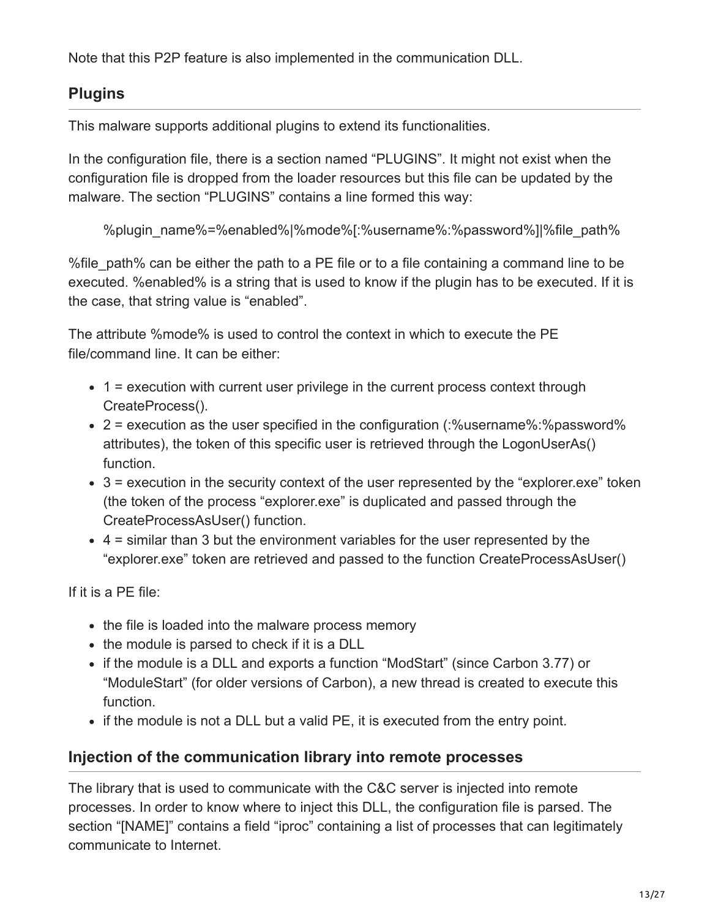Note that this P2P feature is also implemented in the communication DLL.

## Plugins

This malware supports additional plugins to extend its functionalities.

In the configuration file, there is a section named "PLUGINS". It might not exist when the configuration file is dropped from the loader resources but this file can be updated by the malware. The section "PLUGINS" contains a line formed this way:

> %plugin_name%=%enabled%|%mode%[:%username%:%password%]|%file_path%

%file_path% can be either the path to a PE file or to a file containing a command line to be executed. %enabled% is a string that is used to know if the plugin has to be executed. If it is the case, that string value is "enabled".

The attribute %mode% is used to control the context in which to execute the PE file/command line. It can be either:

- 1 = execution with current user privilege in the current process context through CreateProcess().
- 2 = execution as the user specified in the configuration (:%username%:%password% attributes), the token of this specific user is retrieved through the LogonUserAs() function.
- 3 = execution in the security context of the user represented by the "explorer.exe" token (the token of the process "explorer.exe" is duplicated and passed through the CreateProcessAsUser() function.
- 4 = similar than 3 but the environment variables for the user represented by the "explorer.exe" token are retrieved and passed to the function CreateProcessAsUser()

If it is a PE file:

- the file is loaded into the malware process memory
- the module is parsed to check if it is a DLL
- if the module is a DLL and exports a function "ModStart" (since Carbon 3.77) or "ModuleStart" (for older versions of Carbon), a new thread is created to execute this function.
- if the module is not a DLL but a valid PE, it is executed from the entry point.

## Injection of the communication library into remote processes

The library that is used to communicate with the C&C server is injected into remote processes. In order to know where to inject this DLL, the configuration file is parsed. The section "[NAME]" contains a field "iproc" containing a list of processes that can legitimately communicate to Internet.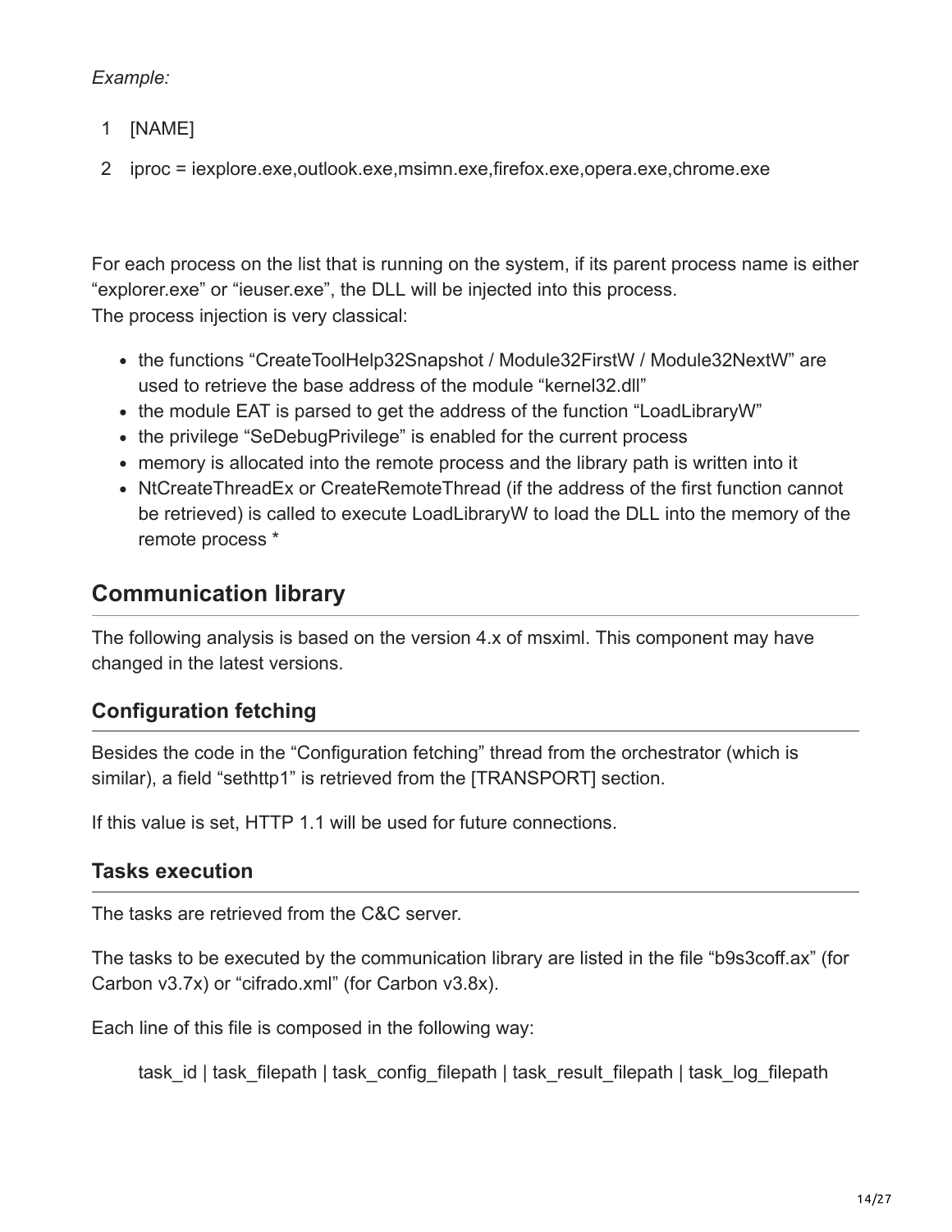*Example:*

```
1  [NAME]
2  iproc = iexplore.exe,outlook.exe,msimn.exe,firefox.exe,opera.exe,chrome.exe
```

For each process on the list that is running on the system, if its parent process name is either “explorer.exe” or “ieuser.exe”, the DLL will be injected into this process.
The process injection is very classical:

- the functions “CreateToolHelp32Snapshot / Module32FirstW / Module32NextW” are used to retrieve the base address of the module “kernel32.dll”
- the module EAT is parsed to get the address of the function “LoadLibraryW”
- the privilege “SeDebugPrivilege” is enabled for the current process
- memory is allocated into the remote process and the library path is written into it
- NtCreateThreadEx or CreateRemoteThread (if the address of the first function cannot be retrieved) is called to execute LoadLibraryW to load the DLL into the memory of the remote process *

## Communication library

The following analysis is based on the version 4.x of msximl. This component may have changed in the latest versions.

### Configuration fetching

Besides the code in the “Configuration fetching” thread from the orchestrator (which is similar), a field “sethttp1” is retrieved from the [TRANSPORT] section.

If this value is set, HTTP 1.1 will be used for future connections.

### Tasks execution

The tasks are retrieved from the C&C server.

The tasks to be executed by the communication library are listed in the file “b9s3coff.ax” (for Carbon v3.7x) or “cifrado.xml” (for Carbon v3.8x).

Each line of this file is composed in the following way:

> task_id | task_filepath | task_config_filepath | task_result_filepath | task_log_filepath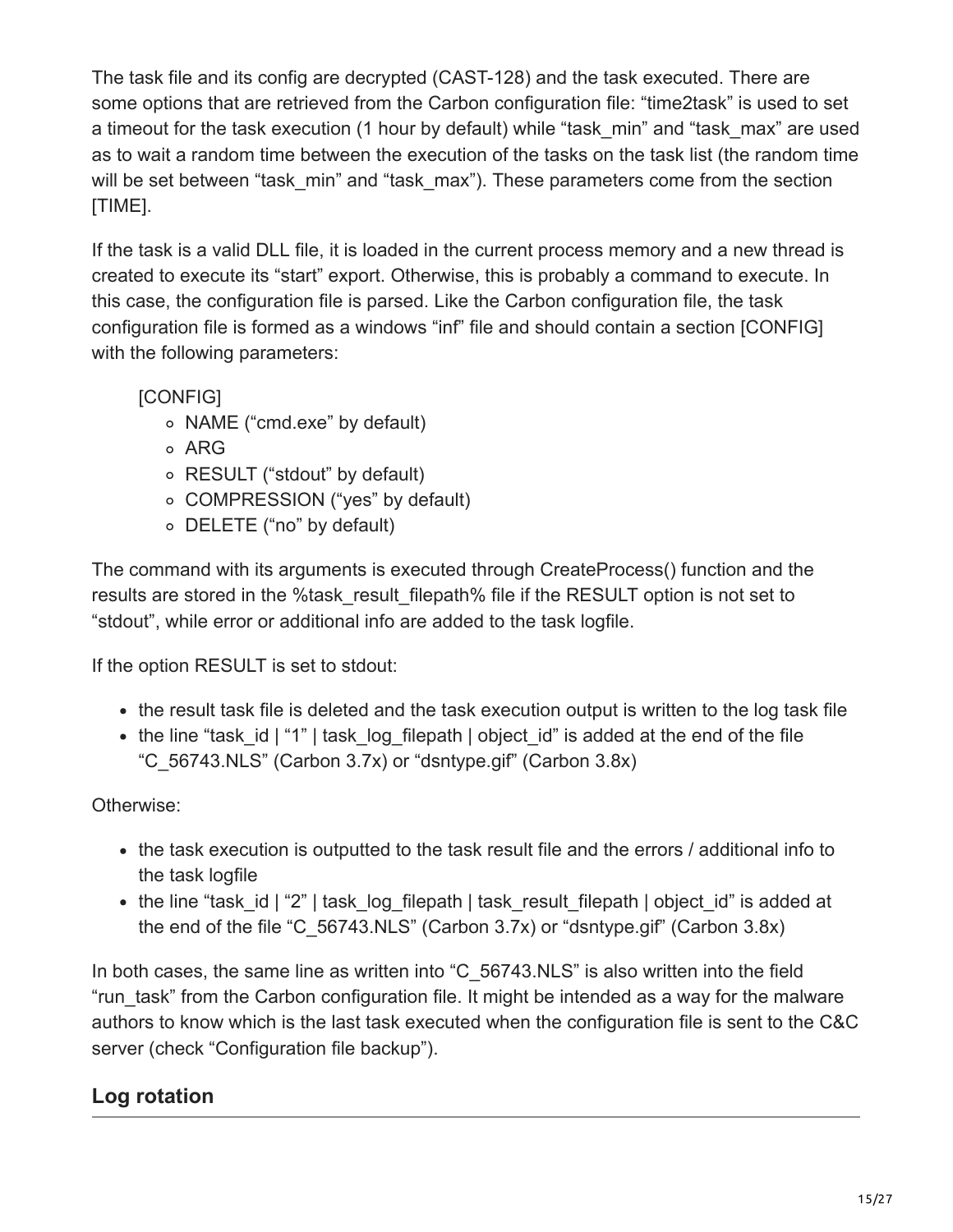The task file and its config are decrypted (CAST-128) and the task executed. There are some options that are retrieved from the Carbon configuration file: "time2task" is used to set a timeout for the task execution (1 hour by default) while "task_min" and "task_max" are used as to wait a random time between the execution of the tasks on the task list (the random time will be set between "task_min" and "task_max"). These parameters come from the section [TIME].

If the task is a valid DLL file, it is loaded in the current process memory and a new thread is created to execute its "start" export. Otherwise, this is probably a command to execute. In this case, the configuration file is parsed. Like the Carbon configuration file, the task configuration file is formed as a windows "inf" file and should contain a section [CONFIG] with the following parameters:

[CONFIG]

- NAME ("cmd.exe" by default)
- ARG
- RESULT ("stdout" by default)
- COMPRESSION ("yes" by default)
- DELETE ("no" by default)

The command with its arguments is executed through CreateProcess() function and the results are stored in the %task_result_filepath% file if the RESULT option is not set to "stdout", while error or additional info are added to the task logfile.

If the option RESULT is set to stdout:

- the result task file is deleted and the task execution output is written to the log task file
- the line "task_id | "1" | task_log_filepath | object_id" is added at the end of the file "C_56743.NLS" (Carbon 3.7x) or "dsntype.gif" (Carbon 3.8x)

Otherwise:

- the task execution is outputted to the task result file and the errors / additional info to the task logfile
- the line "task_id | "2" | task_log_filepath | task_result_filepath | object_id" is added at the end of the file "C_56743.NLS" (Carbon 3.7x) or "dsntype.gif" (Carbon 3.8x)

In both cases, the same line as written into "C_56743.NLS" is also written into the field "run_task" from the Carbon configuration file. It might be intended as a way for the malware authors to know which is the last task executed when the configuration file is sent to the C&C server (check "Configuration file backup").

## Log rotation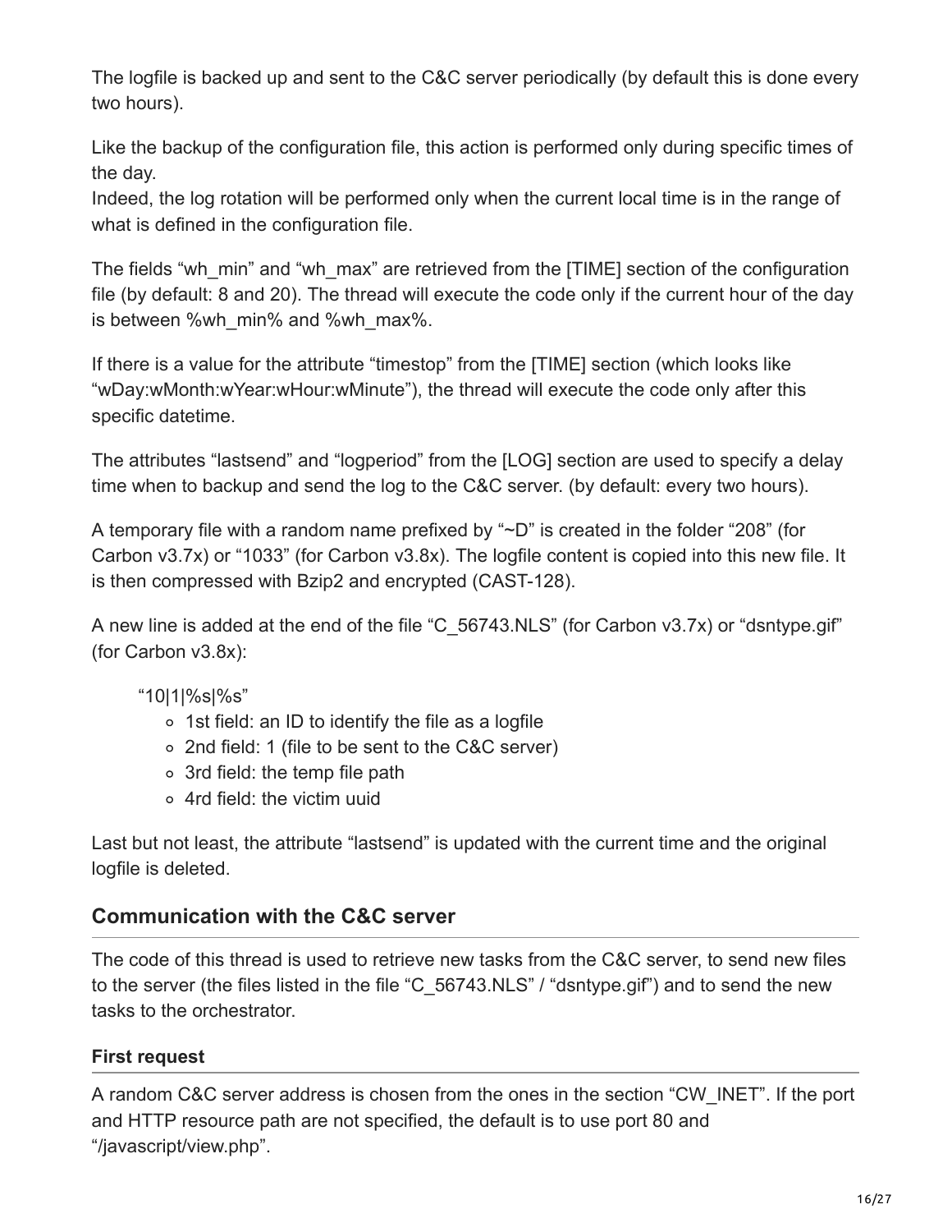The logfile is backed up and sent to the C&C server periodically (by default this is done every two hours).

Like the backup of the configuration file, this action is performed only during specific times of the day.
Indeed, the log rotation will be performed only when the current local time is in the range of what is defined in the configuration file.

The fields “wh_min” and “wh_max” are retrieved from the [TIME] section of the configuration file (by default: 8 and 20). The thread will execute the code only if the current hour of the day is between %wh_min% and %wh_max%.

If there is a value for the attribute “timestop” from the [TIME] section (which looks like “wDay:wMonth:wYear:wHour:wMinute”), the thread will execute the code only after this specific datetime.

The attributes “lastsend” and “logperiod” from the [LOG] section are used to specify a delay time when to backup and send the log to the C&C server. (by default: every two hours).

A temporary file with a random name prefixed by “~D” is created in the folder “208” (for Carbon v3.7x) or “1033” (for Carbon v3.8x). The logfile content is copied into this new file. It is then compressed with Bzip2 and encrypted (CAST-128).

A new line is added at the end of the file “C_56743.NLS” (for Carbon v3.7x) or “dsntype.gif” (for Carbon v3.8x):

“10|1|%s|%s”

- 1st field: an ID to identify the file as a logfile
- 2nd field: 1 (file to be sent to the C&C server)
- 3rd field: the temp file path
- 4rd field: the victim uuid

Last but not least, the attribute “lastsend” is updated with the current time and the original logfile is deleted.

## Communication with the C&C server

The code of this thread is used to retrieve new tasks from the C&C server, to send new files to the server (the files listed in the file “C_56743.NLS” / “dsntype.gif”) and to send the new tasks to the orchestrator.

### First request

A random C&C server address is chosen from the ones in the section “CW_INET”. If the port and HTTP resource path are not specified, the default is to use port 80 and “/javascript/view.php”.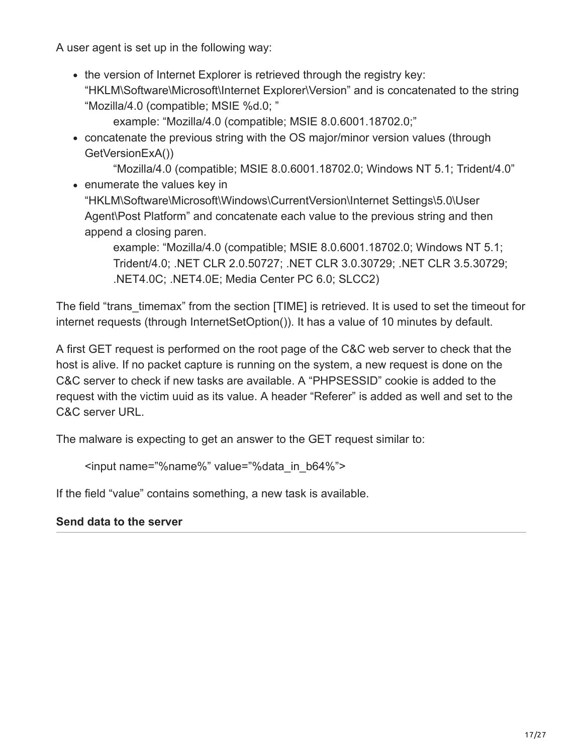A user agent is set up in the following way:

- the version of Internet Explorer is retrieved through the registry key: “HKLM\Software\Microsoft\Internet Explorer\Version” and is concatenated to the string “Mozilla/4.0 (compatible; MSIE %d.0; ”

  example: “Mozilla/4.0 (compatible; MSIE 8.0.6001.18702.0;”
- concatenate the previous string with the OS major/minor version values (through GetVersionExA())

  “Mozilla/4.0 (compatible; MSIE 8.0.6001.18702.0; Windows NT 5.1; Trident/4.0”
- enumerate the values key in “HKLM\Software\Microsoft\Windows\CurrentVersion\Internet Settings\5.0\User Agent\Post Platform” and concatenate each value to the previous string and then append a closing paren.

  example: “Mozilla/4.0 (compatible; MSIE 8.0.6001.18702.0; Windows NT 5.1; Trident/4.0; .NET CLR 2.0.50727; .NET CLR 3.0.30729; .NET CLR 3.5.30729; .NET4.0C; .NET4.0E; Media Center PC 6.0; SLCC2)

The field “trans_timemax” from the section [TIME] is retrieved. It is used to set the timeout for internet requests (through InternetSetOption()). It has a value of 10 minutes by default.

A first GET request is performed on the root page of the C&C web server to check that the host is alive. If no packet capture is running on the system, a new request is done on the C&C server to check if new tasks are available. A “PHPSESSID” cookie is added to the request with the victim uuid as its value. A header “Referer” is added as well and set to the C&C server URL.

The malware is expecting to get an answer to the GET request similar to:

```
<input name=”%name%” value=”%data_in_b64%”>
```

If the field “value” contains something, a new task is available.

**Send data to the server**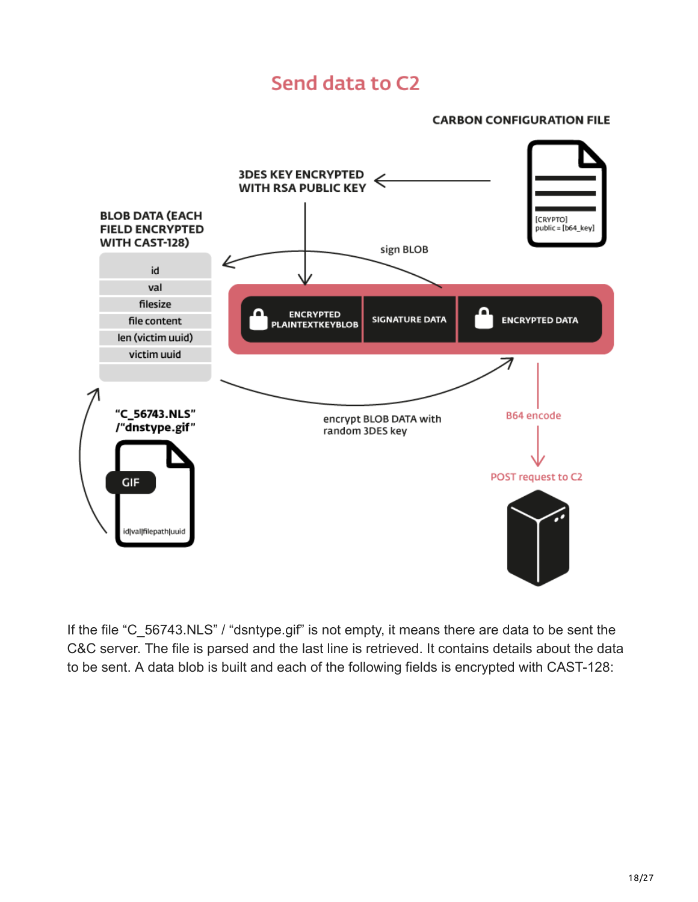## Send data to C2

CARBON CONFIGURATION FILE

[CRYPTO]
public = [b64_key]

3DES KEY ENCRYPTED WITH RSA PUBLIC KEY

BLOB DATA (EACH FIELD ENCRYPTED WITH CAST-128)

| id |
|---|
| val |
| filesize |
| file content |
| len (victim uuid) |
| victim uuid |

sign BLOB

ENCRYPTED PLAINTEXTKEYBLOB | SIGNATURE DATA | ENCRYPTED DATA

"C_56743.NLS" /"dnstype.gif"

GIF

id|val|filepath|uuid

encrypt BLOB DATA with random 3DES key

B64 encode

POST request to C2

If the file "C_56743.NLS" / "dsntype.gif" is not empty, it means there are data to be sent the C&C server. The file is parsed and the last line is retrieved. It contains details about the data to be sent. A data blob is built and each of the following fields is encrypted with CAST-128: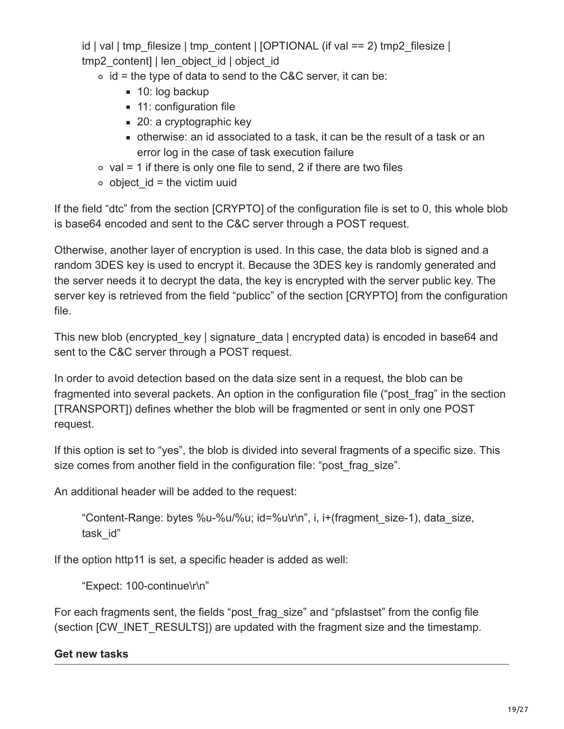id | val | tmp_filesize | tmp_content | [OPTIONAL (if val == 2) tmp2_filesize | tmp2_content] | len_object_id | object_id

- id = the type of data to send to the C&C server, it can be:
  - 10: log backup
  - 11: configuration file
  - 20: a cryptographic key
  - otherwise: an id associated to a task, it can be the result of a task or an error log in the case of task execution failure
- val = 1 if there is only one file to send, 2 if there are two files
- object_id = the victim uuid

If the field "dtc" from the section [CRYPTO] of the configuration file is set to 0, this whole blob is base64 encoded and sent to the C&C server through a POST request.

Otherwise, another layer of encryption is used. In this case, the data blob is signed and a random 3DES key is used to encrypt it. Because the 3DES key is randomly generated and the server needs it to decrypt the data, the key is encrypted with the server public key. The server key is retrieved from the field "publicc" of the section [CRYPTO] from the configuration file.

This new blob (encrypted_key | signature_data | encrypted data) is encoded in base64 and sent to the C&C server through a POST request.

In order to avoid detection based on the data size sent in a request, the blob can be fragmented into several packets. An option in the configuration file ("post_frag" in the section [TRANSPORT]) defines whether the blob will be fragmented or sent in only one POST request.

If this option is set to "yes", the blob is divided into several fragments of a specific size. This size comes from another field in the configuration file: "post_frag_size".

An additional header will be added to the request:

> "Content-Range: bytes %u-%u/%u; id=%u\r\n", i, i+(fragment_size-1), data_size, task_id"

If the option http11 is set, a specific header is added as well:

> "Expect: 100-continue\r\n"

For each fragments sent, the fields "post_frag_size" and "pfslastset" from the config file (section [CW_INET_RESULTS]) are updated with the fragment size and the timestamp.

**Get new tasks**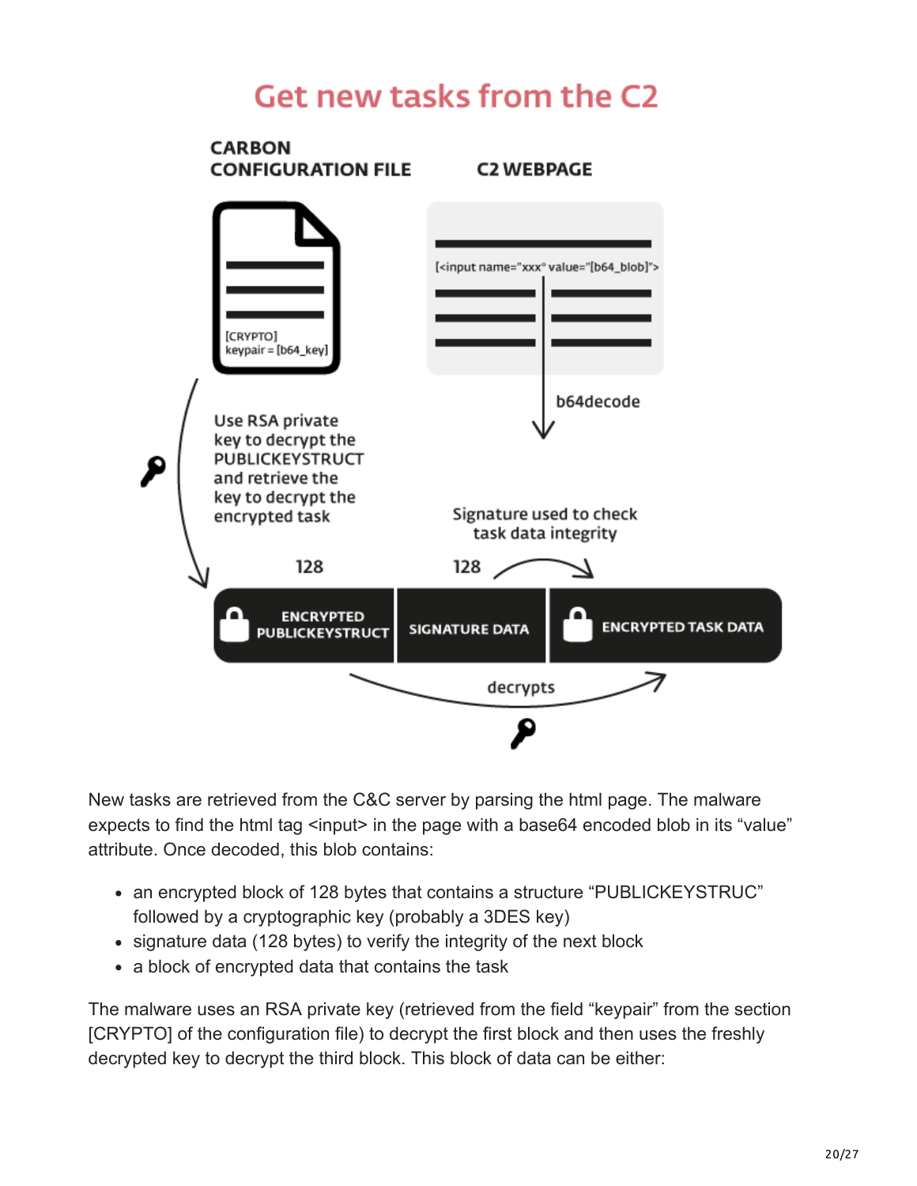# Get new tasks from the C2

CARBON CONFIGURATION FILE

[CRYPTO]
keypair = [b64_key]

C2 WEBPAGE

[<input name="xxx" value="[b64_blob]">

b64decode

Use RSA private key to decrypt the PUBLICKEYSTRUCT and retrieve the key to decrypt the encrypted task

Signature used to check task data integrity

128 | 128

ENCRYPTED PUBLICKEYSTRUCT | SIGNATURE DATA | ENCRYPTED TASK DATA

decrypts

New tasks are retrieved from the C&C server by parsing the html page. The malware expects to find the html tag <input> in the page with a base64 encoded blob in its "value" attribute. Once decoded, this blob contains:

- an encrypted block of 128 bytes that contains a structure "PUBLICKEYSTRUC" followed by a cryptographic key (probably a 3DES key)
- signature data (128 bytes) to verify the integrity of the next block
- a block of encrypted data that contains the task

The malware uses an RSA private key (retrieved from the field "keypair" from the section [CRYPTO] of the configuration file) to decrypt the first block and then uses the freshly decrypted key to decrypt the third block. This block of data can be either: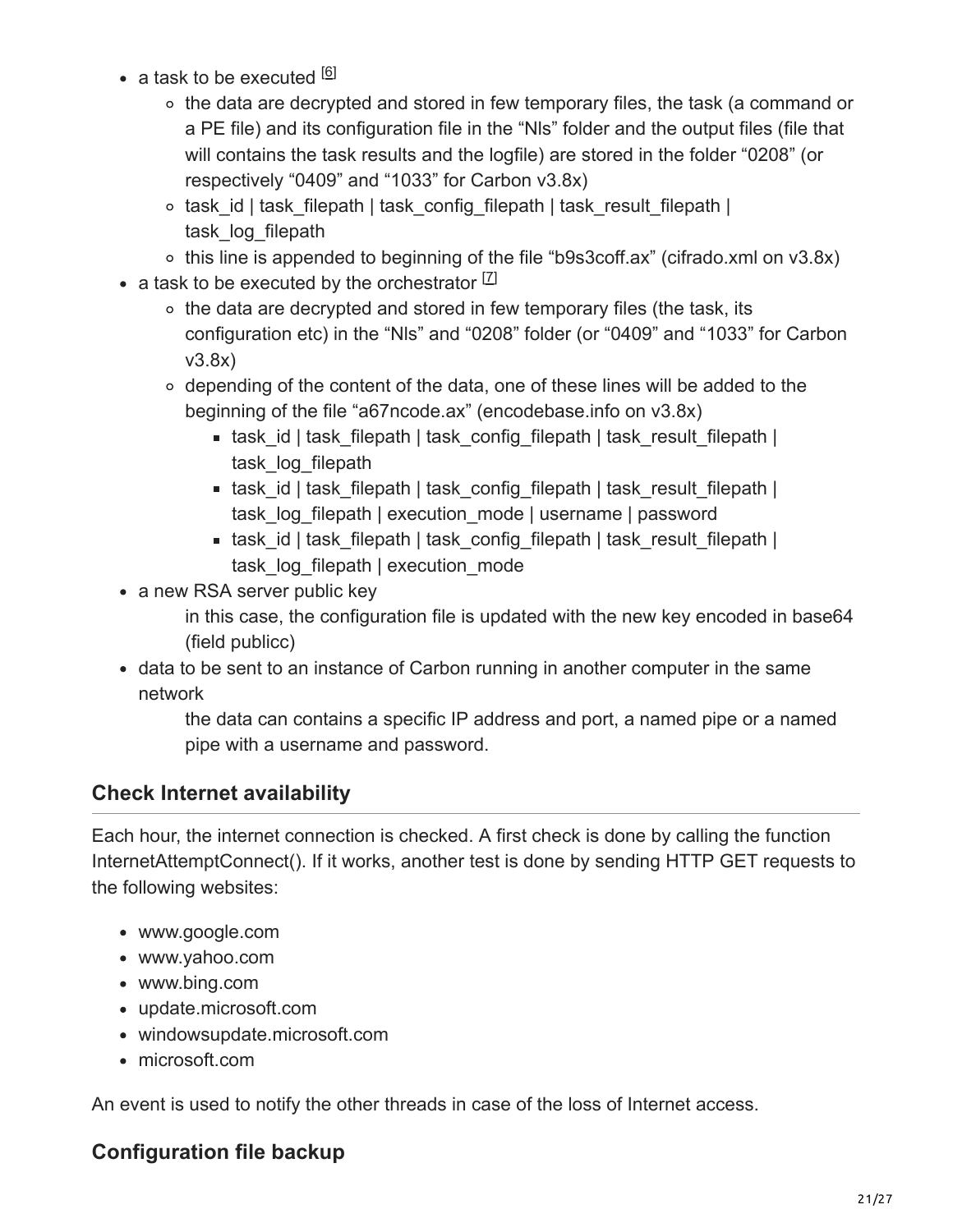- a task to be executed [6]
  - the data are decrypted and stored in few temporary files, the task (a command or a PE file) and its configuration file in the “Nls” folder and the output files (file that will contains the task results and the logfile) are stored in the folder “0208” (or respectively “0409” and “1033” for Carbon v3.8x)
  - task_id | task_filepath | task_config_filepath | task_result_filepath | task_log_filepath
  - this line is appended to beginning of the file “b9s3coff.ax” (cifrado.xml on v3.8x)
- a task to be executed by the orchestrator [7]
  - the data are decrypted and stored in few temporary files (the task, its configuration etc) in the “Nls” and “0208” folder (or “0409” and “1033” for Carbon v3.8x)
  - depending of the content of the data, one of these lines will be added to the beginning of the file “a67ncode.ax” (encodebase.info on v3.8x)
    - task_id | task_filepath | task_config_filepath | task_result_filepath | task_log_filepath
    - task_id | task_filepath | task_config_filepath | task_result_filepath | task_log_filepath | execution_mode | username | password
    - task_id | task_filepath | task_config_filepath | task_result_filepath | task_log_filepath | execution_mode
- a new RSA server public key

  in this case, the configuration file is updated with the new key encoded in base64 (field publicc)
- data to be sent to an instance of Carbon running in another computer in the same network

  the data can contains a specific IP address and port, a named pipe or a named pipe with a username and password.

### Check Internet availability

Each hour, the internet connection is checked. A first check is done by calling the function InternetAttemptConnect(). If it works, another test is done by sending HTTP GET requests to the following websites:

- www.google.com
- www.yahoo.com
- www.bing.com
- update.microsoft.com
- windowsupdate.microsoft.com
- microsoft.com

An event is used to notify the other threads in case of the loss of Internet access.

### Configuration file backup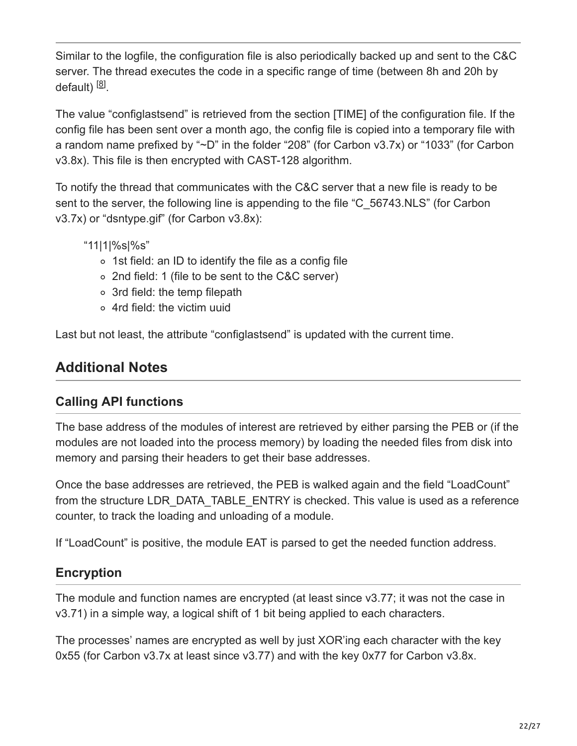Similar to the logfile, the configuration file is also periodically backed up and sent to the C&C server. The thread executes the code in a specific range of time (between 8h and 20h by default) [8].

The value "configlastsend" is retrieved from the section [TIME] of the configuration file. If the config file has been sent over a month ago, the config file is copied into a temporary file with a random name prefixed by "~D" in the folder "208" (for Carbon v3.7x) or "1033" (for Carbon v3.8x). This file is then encrypted with CAST-128 algorithm.

To notify the thread that communicates with the C&C server that a new file is ready to be sent to the server, the following line is appending to the file "C_56743.NLS" (for Carbon v3.7x) or "dsntype.gif" (for Carbon v3.8x):

"11|1|%s|%s"

- 1st field: an ID to identify the file as a config file
- 2nd field: 1 (file to be sent to the C&C server)
- 3rd field: the temp filepath
- 4rd field: the victim uuid

Last but not least, the attribute "configlastsend" is updated with the current time.

## Additional Notes

### Calling API functions

The base address of the modules of interest are retrieved by either parsing the PEB or (if the modules are not loaded into the process memory) by loading the needed files from disk into memory and parsing their headers to get their base addresses.

Once the base addresses are retrieved, the PEB is walked again and the field "LoadCount" from the structure LDR_DATA_TABLE_ENTRY is checked. This value is used as a reference counter, to track the loading and unloading of a module.

If "LoadCount" is positive, the module EAT is parsed to get the needed function address.

### Encryption

The module and function names are encrypted (at least since v3.77; it was not the case in v3.71) in a simple way, a logical shift of 1 bit being applied to each characters.

The processes' names are encrypted as well by just XOR'ing each character with the key 0x55 (for Carbon v3.7x at least since v3.77) and with the key 0x77 for Carbon v3.8x.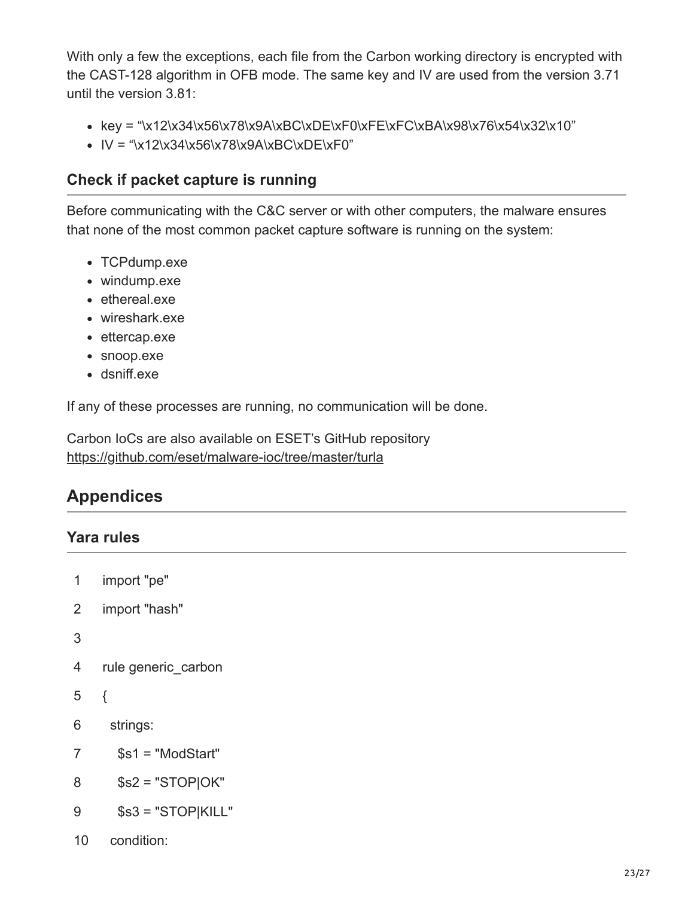With only a few the exceptions, each file from the Carbon working directory is encrypted with the CAST-128 algorithm in OFB mode. The same key and IV are used from the version 3.71 until the version 3.81:

- key = "\x12\x34\x56\x78\x9A\xBC\xDE\xF0\xFE\xFC\xBA\x98\x76\x54\x32\x10"
- IV = "\x12\x34\x56\x78\x9A\xBC\xDE\xF0"

### Check if packet capture is running

Before communicating with the C&C server or with other computers, the malware ensures that none of the most common packet capture software is running on the system:

- TCPdump.exe
- windump.exe
- ethereal.exe
- wireshark.exe
- ettercap.exe
- snoop.exe
- dsniff.exe

If any of these processes are running, no communication will be done.

Carbon IoCs are also available on ESET's GitHub repository
https://github.com/eset/malware-ioc/tree/master/turla

## Appendices

### Yara rules

```
1   import "pe"
2   import "hash"
3
4   rule generic_carbon
5   {
6     strings:
7       $s1 = "ModStart"
8       $s2 = "STOP|OK"
9       $s3 = "STOP|KILL"
10    condition:
```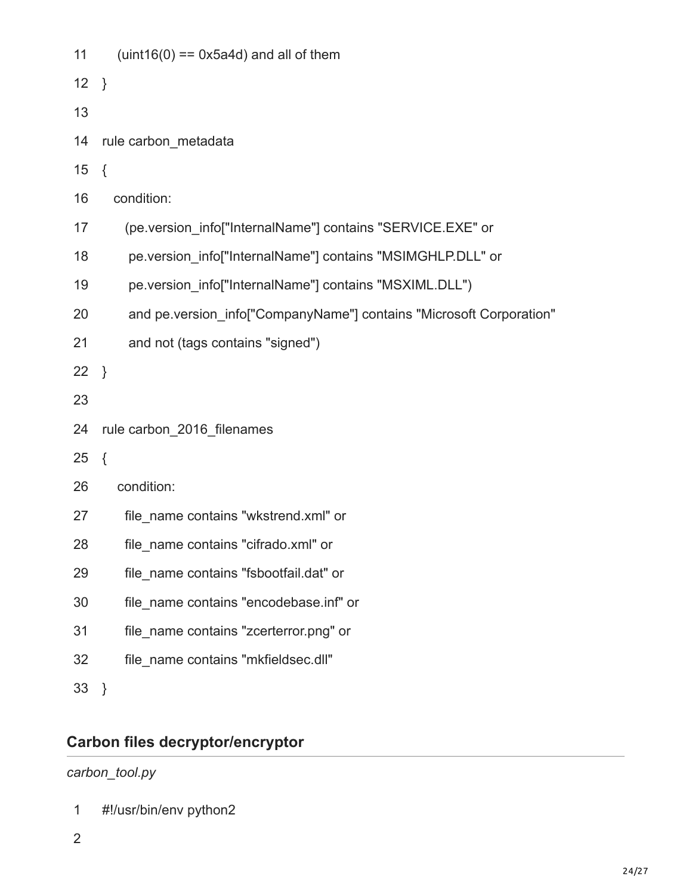```
11     (uint16(0) == 0x5a4d) and all of them
12  }
13
14  rule carbon_metadata
15  {
16    condition:
17      (pe.version_info["InternalName"] contains "SERVICE.EXE" or
18       pe.version_info["InternalName"] contains "MSIMGHLP.DLL" or
19       pe.version_info["InternalName"] contains "MSXIML.DLL")
20       and pe.version_info["CompanyName"] contains "Microsoft Corporation"
21       and not (tags contains "signed")
22  }
23
24  rule carbon_2016_filenames
25  {
26     condition:
27      file_name contains "wkstrend.xml" or
28      file_name contains "cifrado.xml" or
29      file_name contains "fsbootfail.dat" or
30      file_name contains "encodebase.inf" or
31      file_name contains "zcerterror.png" or
32      file_name contains "mkfieldsec.dll"
33  }
```

## Carbon files decryptor/encryptor

*carbon_tool.py*

```
1  #!/usr/bin/env python2
2
```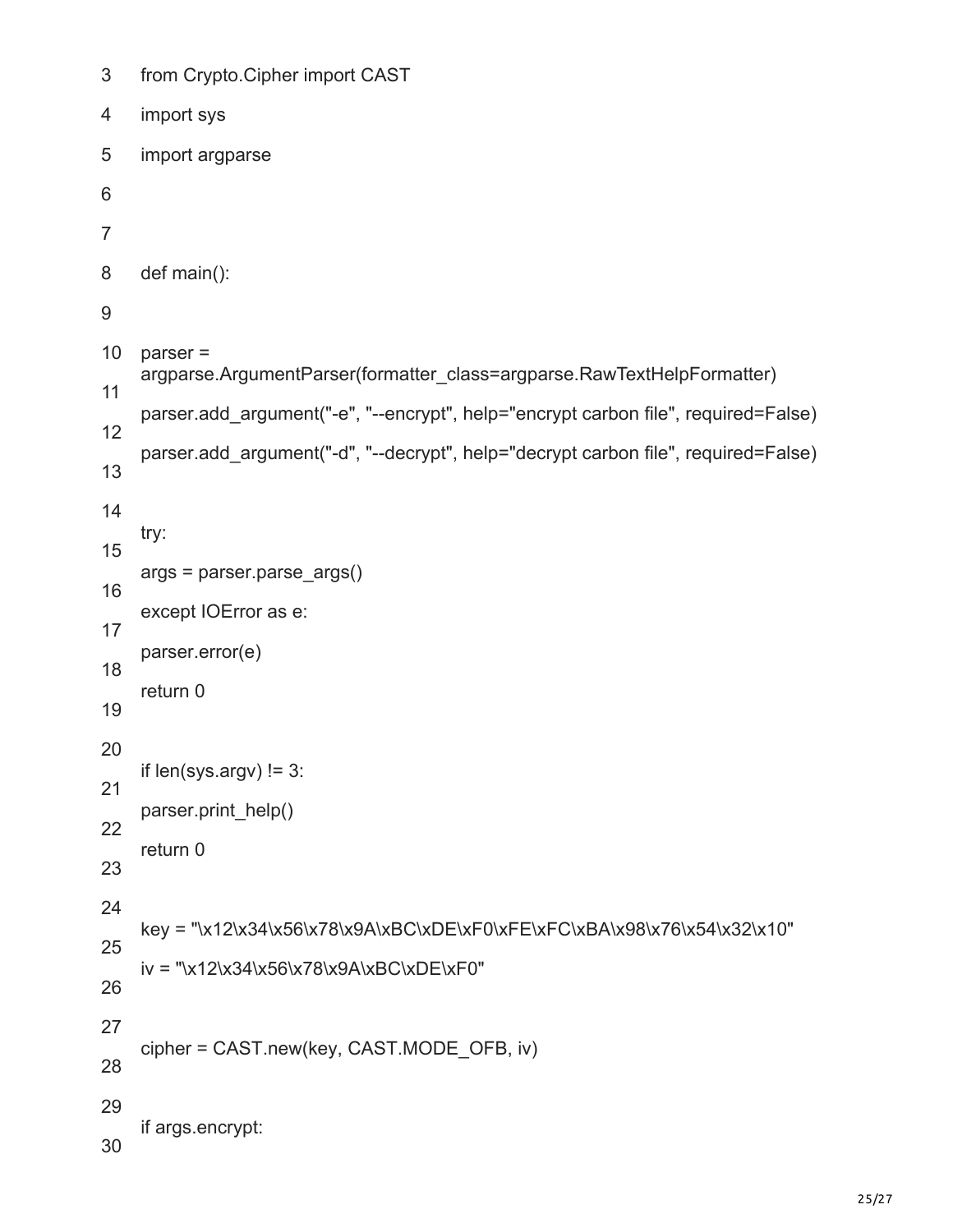```
from Crypto.Cipher import CAST
import sys
import argparse


def main():

parser = argparse.ArgumentParser(formatter_class=argparse.RawTextHelpFormatter)
parser.add_argument("-e", "--encrypt", help="encrypt carbon file", required=False)
parser.add_argument("-d", "--decrypt", help="decrypt carbon file", required=False)

try:
args = parser.parse_args()
except IOError as e:
parser.error(e)
return 0

if len(sys.argv) != 3:
parser.print_help()
return 0

key = "\x12\x34\x56\x78\x9A\xBC\xDE\xF0\xFE\xFC\xBA\x98\x76\x54\x32\x10"
iv = "\x12\x34\x56\x78\x9A\xBC\xDE\xF0"

cipher = CAST.new(key, CAST.MODE_OFB, iv)

if args.encrypt:
```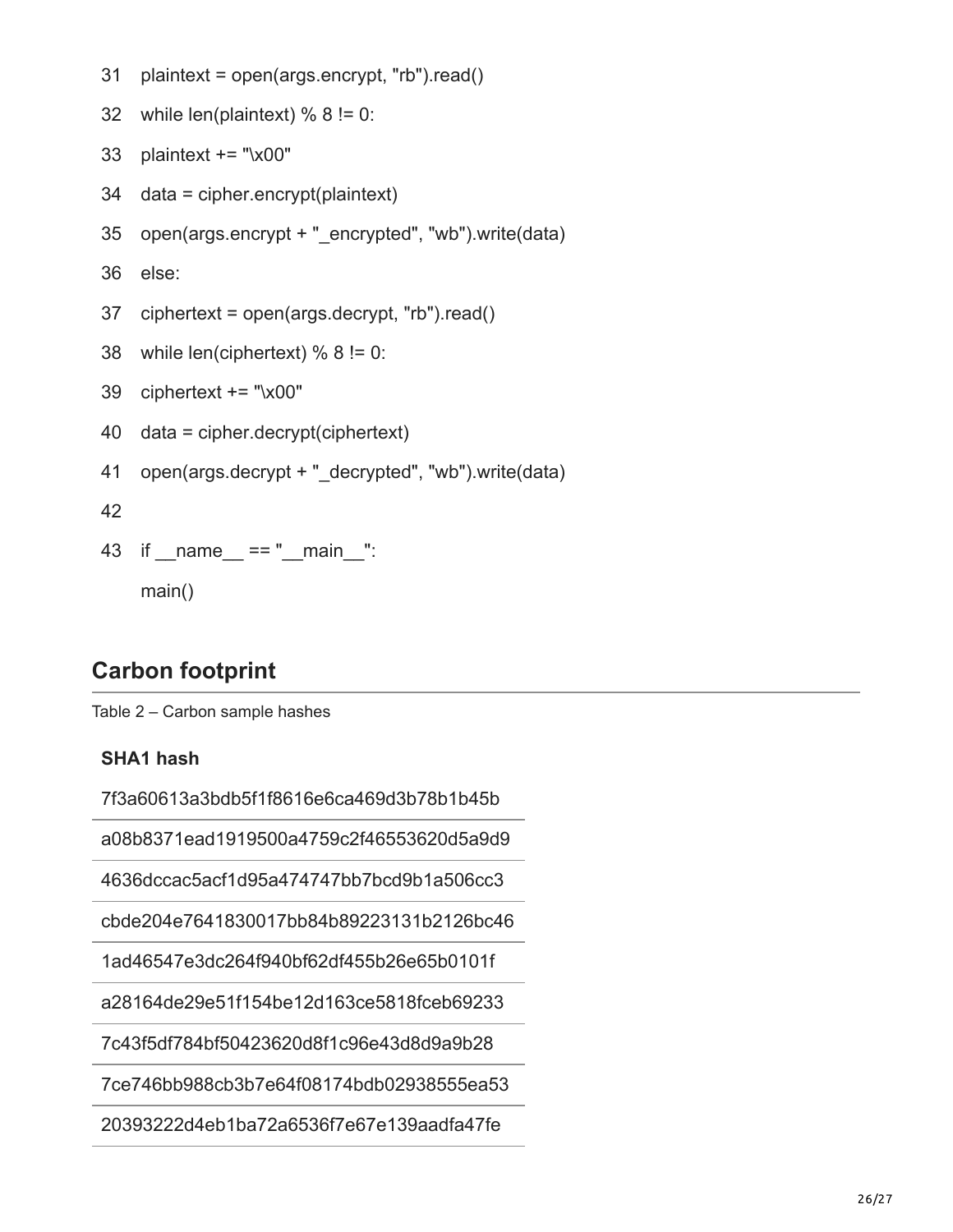```
31 plaintext = open(args.encrypt, "rb").read()
32 while len(plaintext) % 8 != 0:
33 plaintext += "\x00"
34 data = cipher.encrypt(plaintext)
35 open(args.encrypt + "_encrypted", "wb").write(data)
36 else:
37 ciphertext = open(args.decrypt, "rb").read()
38 while len(ciphertext) % 8 != 0:
39 ciphertext += "\x00"
40 data = cipher.decrypt(ciphertext)
41 open(args.decrypt + "_decrypted", "wb").write(data)
42
43 if __name__ == "__main__":
main()
```

## Carbon footprint

Table 2 – Carbon sample hashes

| SHA1 hash |
| --- |
| 7f3a60613a3bdb5f1f8616e6ca469d3b78b1b45b |
| a08b8371ead1919500a4759c2f46553620d5a9d9 |
| 4636dccac5acf1d95a474747bb7bcd9b1a506cc3 |
| cbde204e7641830017bb84b89223131b2126bc46 |
| 1ad46547e3dc264f940bf62df455b26e65b0101f |
| a28164de29e51f154be12d163ce5818fceb69233 |
| 7c43f5df784bf50423620d8f1c96e43d8d9a9b28 |
| 7ce746bb988cb3b7e64f08174bdb02938555ea53 |
| 20393222d4eb1ba72a6536f7e67e139aadfa47fe |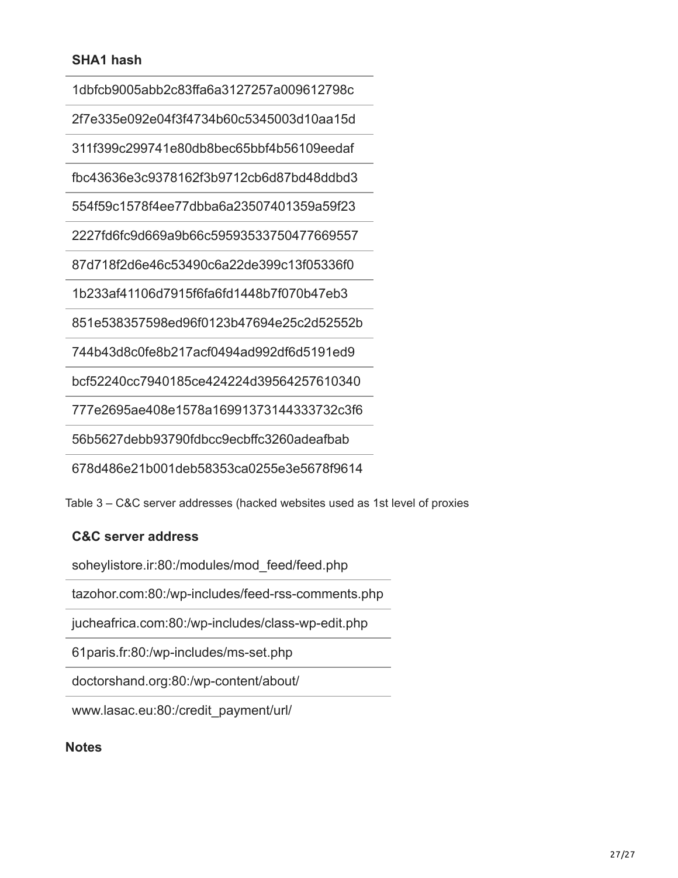| SHA1 hash |
| --- |
| 1dbfcb9005abb2c83ffa6a3127257a009612798c |
| 2f7e335e092e04f3f4734b60c5345003d10aa15d |
| 311f399c299741e80db8bec65bbf4b56109eedaf |
| fbc43636e3c9378162f3b9712cb6d87bd48ddbd3 |
| 554f59c1578f4ee77dbba6a23507401359a59f23 |
| 2227fd6fc9d669a9b66c59593533750477669557 |
| 87d718f2d6e46c53490c6a22de399c13f05336f0 |
| 1b233af41106d7915f6fa6fd1448b7f070b47eb3 |
| 851e538357598ed96f0123b47694e25c2d52552b |
| 744b43d8c0fe8b217acf0494ad992df6d5191ed9 |
| bcf52240cc7940185ce424224d39564257610340 |
| 777e2695ae408e1578a16991373144333732c3f6 |
| 56b5627debb93790fdbcc9ecbffc3260adeafbab |
| 678d486e21b001deb58353ca0255e3e5678f9614 |

Table 3 – C&C server addresses (hacked websites used as 1st level of proxies

| C&C server address |
| --- |
| soheylistore.ir:80:/modules/mod_feed/feed.php |
| tazohor.com:80:/wp-includes/feed-rss-comments.php |
| jucheafrica.com:80:/wp-includes/class-wp-edit.php |
| 61paris.fr:80:/wp-includes/ms-set.php |
| doctorshand.org:80:/wp-content/about/ |
| www.lasac.eu:80:/credit_payment/url/ |

**Notes**